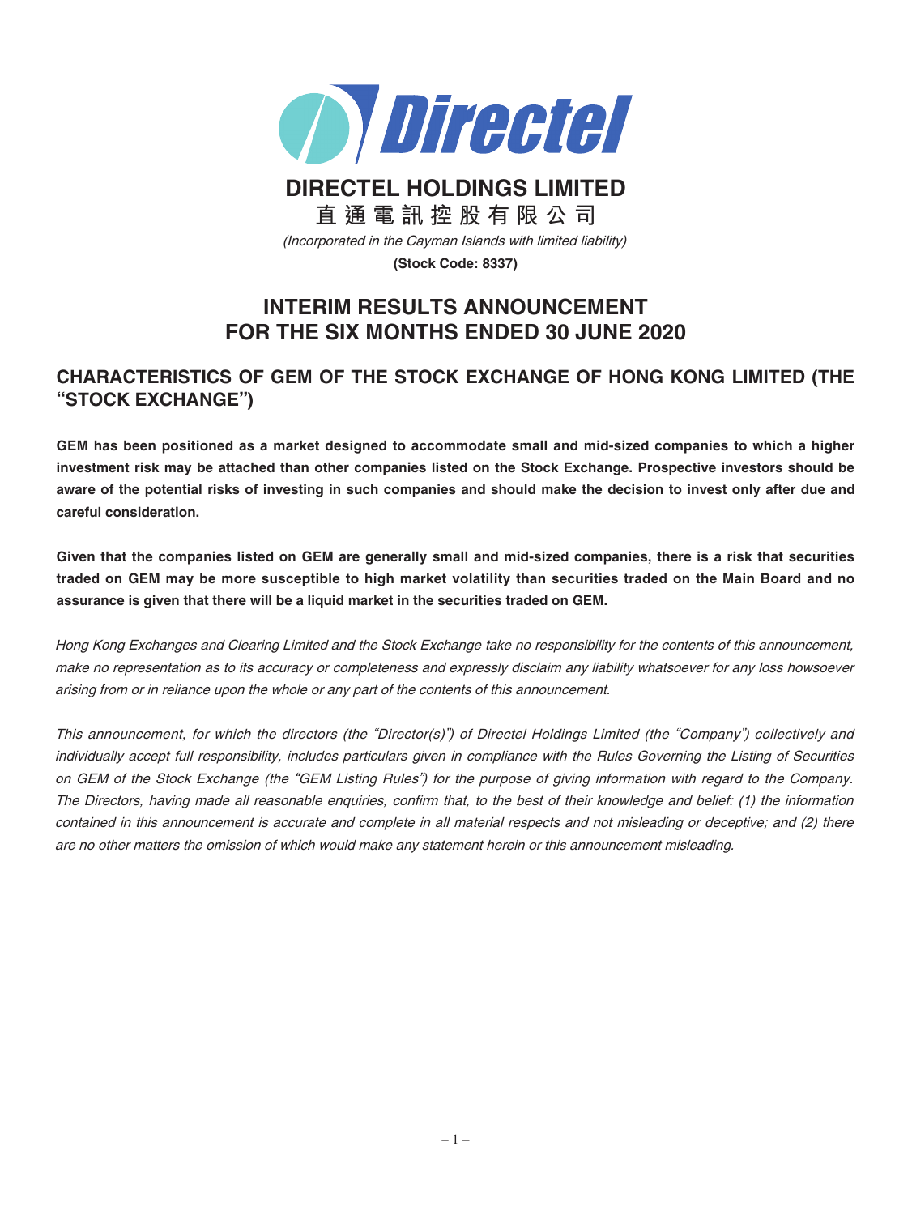# DIRECTEL HOLDINGS LIMITED

**直通電訊控股有限公司**

*(Incorporated in the Cayman Islands with limited liability)*

**(Stock Code: 8337)**

# INTERIM RESULTS ANNOUNCEMENT FOR THE SIX MONTHS ENDED 30 JUNE 2020

## CHARACTERISTICS OF GEM OF THE STOCK EXCHANGE OF HONG KONG LIMITED (THE "STOCK EXCHANGE")

**GEM has been positioned as a market designed to accommodate small and mid-sized companies to which a higher investment risk may be attached than other companies listed on the Stock Exchange. Prospective investors should be aware of the potential risks of investing in such companies and should make the decision to invest only after due and careful consideration.**

**Given that the companies listed on GEM are generally small and mid-sized companies, there is a risk that securities traded on GEM may be more susceptible to high market volatility than securities traded on the Main Board and no assurance is given that there will be a liquid market in the securities traded on GEM.**

*Hong Kong Exchanges and Clearing Limited and the Stock Exchange take no responsibility for the contents of this announcement, make no representation as to its accuracy or completeness and expressly disclaim any liability whatsoever for any loss howsoever arising from or in reliance upon the whole or any part of the contents of this announcement.*

*This announcement, for which the directors (the "Director(s)") of Directel Holdings Limited (the "Company") collectively and individually accept full responsibility, includes particulars given in compliance with the Rules Governing the Listing of Securities on GEM of the Stock Exchange (the "GEM Listing Rules") for the purpose of giving information with regard to the Company. The Directors, having made all reasonable enquiries, confirm that, to the best of their knowledge and belief: (1) the information contained in this announcement is accurate and complete in all material respects and not misleading or deceptive; and (2) there are no other matters the omission of which would make any statement herein or this announcement misleading.*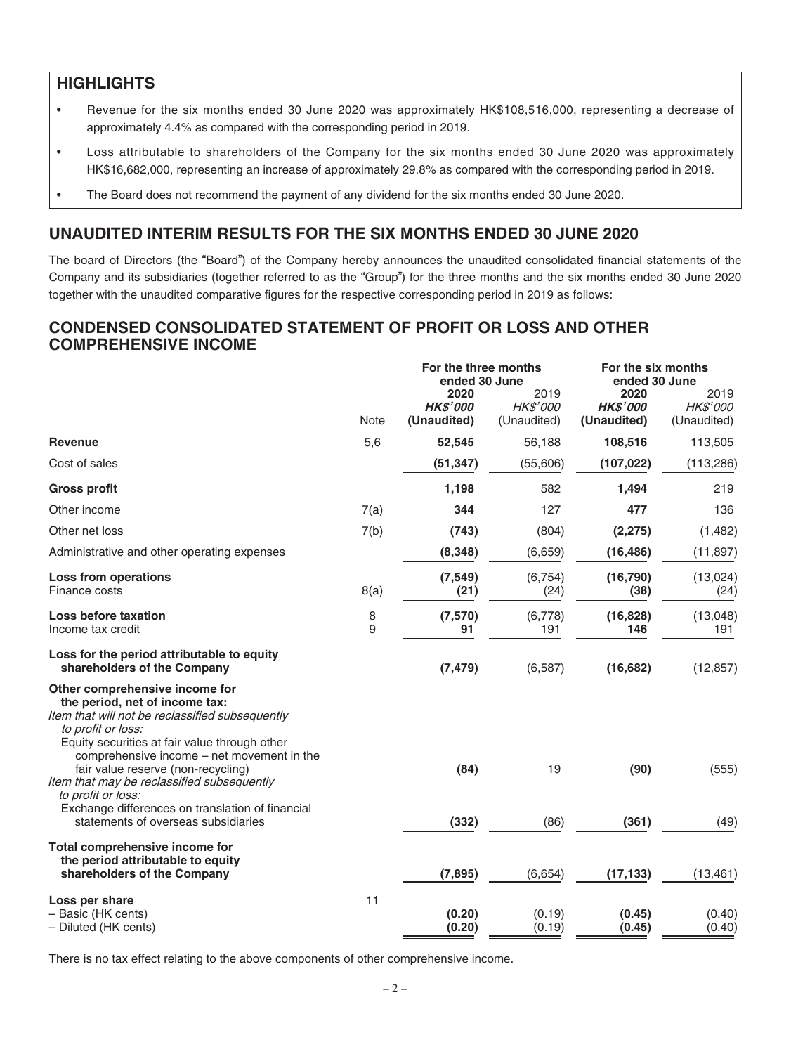## HIGHLIGHTS

- Revenue for the six months ended 30 June 2020 was approximately HK$108,516,000, representing a decrease of approximately 4.4% as compared with the corresponding period in 2019.
- Loss attributable to shareholders of the Company for the six months ended 30 June 2020 was approximately HK$16,682,000, representing an increase of approximately 29.8% as compared with the corresponding period in 2019.
- The Board does not recommend the payment of any dividend for the six months ended 30 June 2020.

## UNAUDITED INTERIM RESULTS FOR THE SIX MONTHS ENDED 30 JUNE 2020

The board of Directors (the "Board") of the Company hereby announces the unaudited consolidated financial statements of the Company and its subsidiaries (together referred to as the "Group") for the three months and the six months ended 30 June 2020 together with the unaudited comparative figures for the respective corresponding period in 2019 as follows:

## CONDENSED CONSOLIDATED STATEMENT OF PROFIT OR LOSS AND OTHER COMPREHENSIVE INCOME

| | | For the three months ended 30 June | | For the six months ended 30 June | |
|---|---|---|---|---|---|
| | Note | **2020** *HK$'000* **(Unaudited)** | 2019 *HK$'000* (Unaudited) | **2020** *HK$'000* **(Unaudited)** | 2019 *HK$'000* (Unaudited) |
| **Revenue** | 5,6 | **52,545** | 56,188 | **108,516** | 113,505 |
| Cost of sales | | **(51,347)** | (55,606) | **(107,022)** | (113,286) |
| **Gross profit** | | **1,198** | 582 | **1,494** | 219 |
| Other income | 7(a) | **344** | 127 | **477** | 136 |
| Other net loss | 7(b) | **(743)** | (804) | **(2,275)** | (1,482) |
| Administrative and other operating expenses | | **(8,348)** | (6,659) | **(16,486)** | (11,897) |
| **Loss from operations** | | **(7,549)** | (6,754) | **(16,790)** | (13,024) |
| Finance costs | 8(a) | **(21)** | (24) | **(38)** | (24) |
| **Loss before taxation** | 8 | **(7,570)** | (6,778) | **(16,828)** | (13,048) |
| Income tax credit | 9 | **91** | 191 | **146** | 191 |
| **Loss for the period attributable to equity shareholders of the Company** | | **(7,479)** | (6,587) | **(16,682)** | (12,857) |
| **Other comprehensive income for the period, net of income tax:** | | | | | |
| *Item that will not be reclassified subsequently to profit or loss:* | | | | | |
| Equity securities at fair value through other comprehensive income – net movement in the fair value reserve (non-recycling) | | **(84)** | 19 | **(90)** | (555) |
| *Item that may be reclassified subsequently to profit or loss:* | | | | | |
| Exchange differences on translation of financial statements of overseas subsidiaries | | **(332)** | (86) | **(361)** | (49) |
| **Total comprehensive income for the period attributable to equity shareholders of the Company** | | **(7,895)** | (6,654) | **(17,133)** | (13,461) |
| **Loss per share** | 11 | | | | |
| – Basic (HK cents) | | **(0.20)** | (0.19) | **(0.45)** | (0.40) |
| – Diluted (HK cents) | | **(0.20)** | (0.19) | **(0.45)** | (0.40) |

There is no tax effect relating to the above components of other comprehensive income.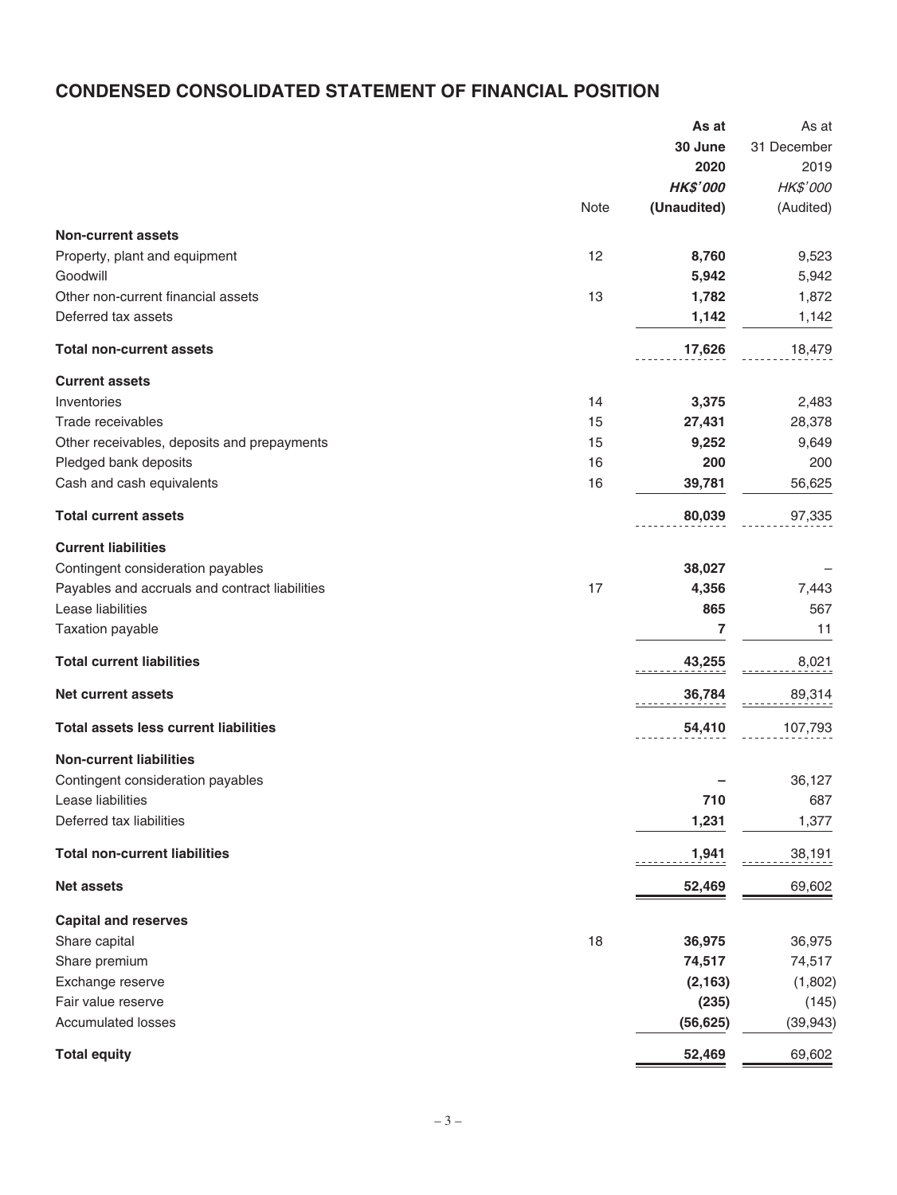# CONDENSED CONSOLIDATED STATEMENT OF FINANCIAL POSITION

| | Note | As at 30 June 2020 HK$'000 (Unaudited) | As at 31 December 2019 HK$'000 (Audited) |
|---|---|---|---|
| **Non-current assets** | | | |
| Property, plant and equipment | 12 | **8,760** | 9,523 |
| Goodwill | | **5,942** | 5,942 |
| Other non-current financial assets | 13 | **1,782** | 1,872 |
| Deferred tax assets | | **1,142** | 1,142 |
| **Total non-current assets** | | **17,626** | 18,479 |
| **Current assets** | | | |
| Inventories | 14 | **3,375** | 2,483 |
| Trade receivables | 15 | **27,431** | 28,378 |
| Other receivables, deposits and prepayments | 15 | **9,252** | 9,649 |
| Pledged bank deposits | 16 | **200** | 200 |
| Cash and cash equivalents | 16 | **39,781** | 56,625 |
| **Total current assets** | | **80,039** | 97,335 |
| **Current liabilities** | | | |
| Contingent consideration payables | | **38,027** | – |
| Payables and accruals and contract liabilities | 17 | **4,356** | 7,443 |
| Lease liabilities | | **865** | 567 |
| Taxation payable | | **7** | 11 |
| **Total current liabilities** | | **43,255** | 8,021 |
| **Net current assets** | | **36,784** | 89,314 |
| **Total assets less current liabilities** | | **54,410** | 107,793 |
| **Non-current liabilities** | | | |
| Contingent consideration payables | | **–** | 36,127 |
| Lease liabilities | | **710** | 687 |
| Deferred tax liabilities | | **1,231** | 1,377 |
| **Total non-current liabilities** | | **1,941** | 38,191 |
| **Net assets** | | **52,469** | 69,602 |
| **Capital and reserves** | | | |
| Share capital | 18 | **36,975** | 36,975 |
| Share premium | | **74,517** | 74,517 |
| Exchange reserve | | **(2,163)** | (1,802) |
| Fair value reserve | | **(235)** | (145) |
| Accumulated losses | | **(56,625)** | (39,943) |
| **Total equity** | | **52,469** | 69,602 |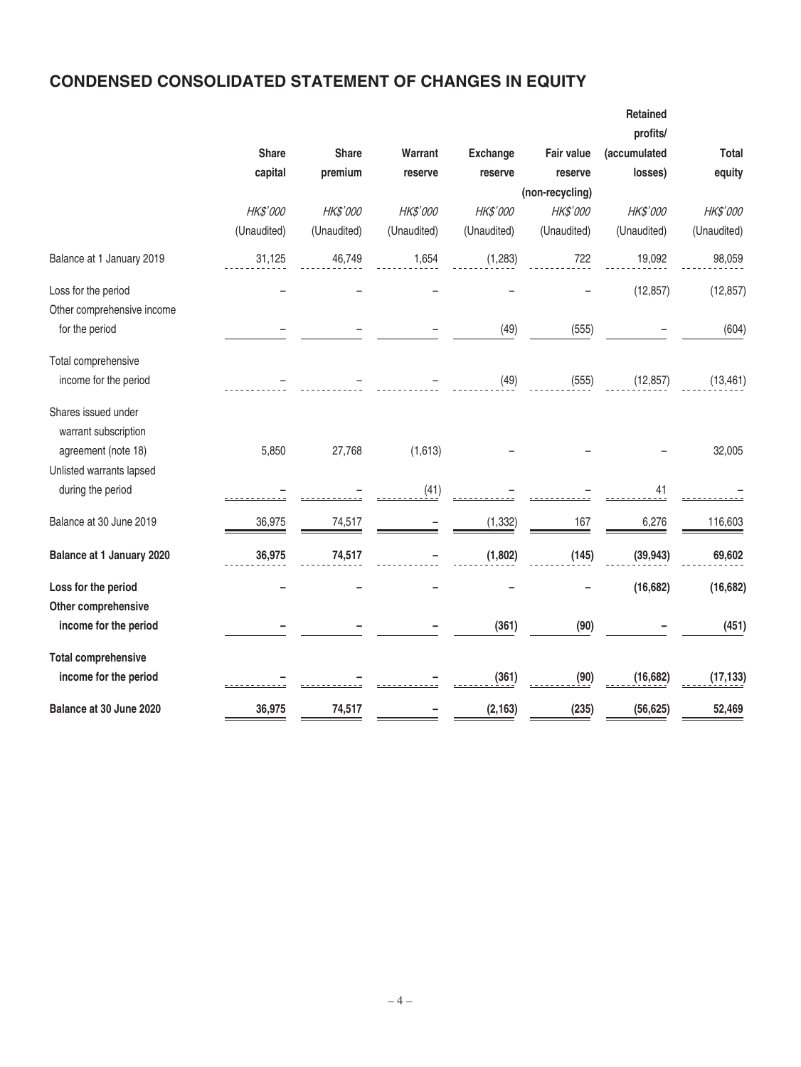## CONDENSED CONSOLIDATED STATEMENT OF CHANGES IN EQUITY

| | Share capital | Share premium | Warrant reserve | Exchange reserve | Fair value reserve (non-recycling) | Retained profits/ (accumulated losses) | Total equity |
|---|---|---|---|---|---|---|---|
| | *HK$'000* | *HK$'000* | *HK$'000* | *HK$'000* | *HK$'000* | *HK$'000* | *HK$'000* |
| | (Unaudited) | (Unaudited) | (Unaudited) | (Unaudited) | (Unaudited) | (Unaudited) | (Unaudited) |
| Balance at 1 January 2019 | 31,125 | 46,749 | 1,654 | (1,283) | 722 | 19,092 | 98,059 |
| Loss for the period | – | – | – | – | – | (12,857) | (12,857) |
| Other comprehensive income for the period | – | – | – | (49) | (555) | – | (604) |
| Total comprehensive income for the period | – | – | – | (49) | (555) | (12,857) | (13,461) |
| Shares issued under warrant subscription agreement (note 18) | 5,850 | 27,768 | (1,613) | – | – | – | 32,005 |
| Unlisted warrants lapsed during the period | – | – | (41) | – | – | 41 | – |
| Balance at 30 June 2019 | 36,975 | 74,517 | – | (1,332) | 167 | 6,276 | 116,603 |
| **Balance at 1 January 2020** | **36,975** | **74,517** | **–** | **(1,802)** | **(145)** | **(39,943)** | **69,602** |
| **Loss for the period** | **–** | **–** | **–** | **–** | **–** | **(16,682)** | **(16,682)** |
| **Other comprehensive income for the period** | **–** | **–** | **–** | **(361)** | **(90)** | **–** | **(451)** |
| **Total comprehensive income for the period** | **–** | **–** | **–** | **(361)** | **(90)** | **(16,682)** | **(17,133)** |
| **Balance at 30 June 2020** | **36,975** | **74,517** | **–** | **(2,163)** | **(235)** | **(56,625)** | **52,469** |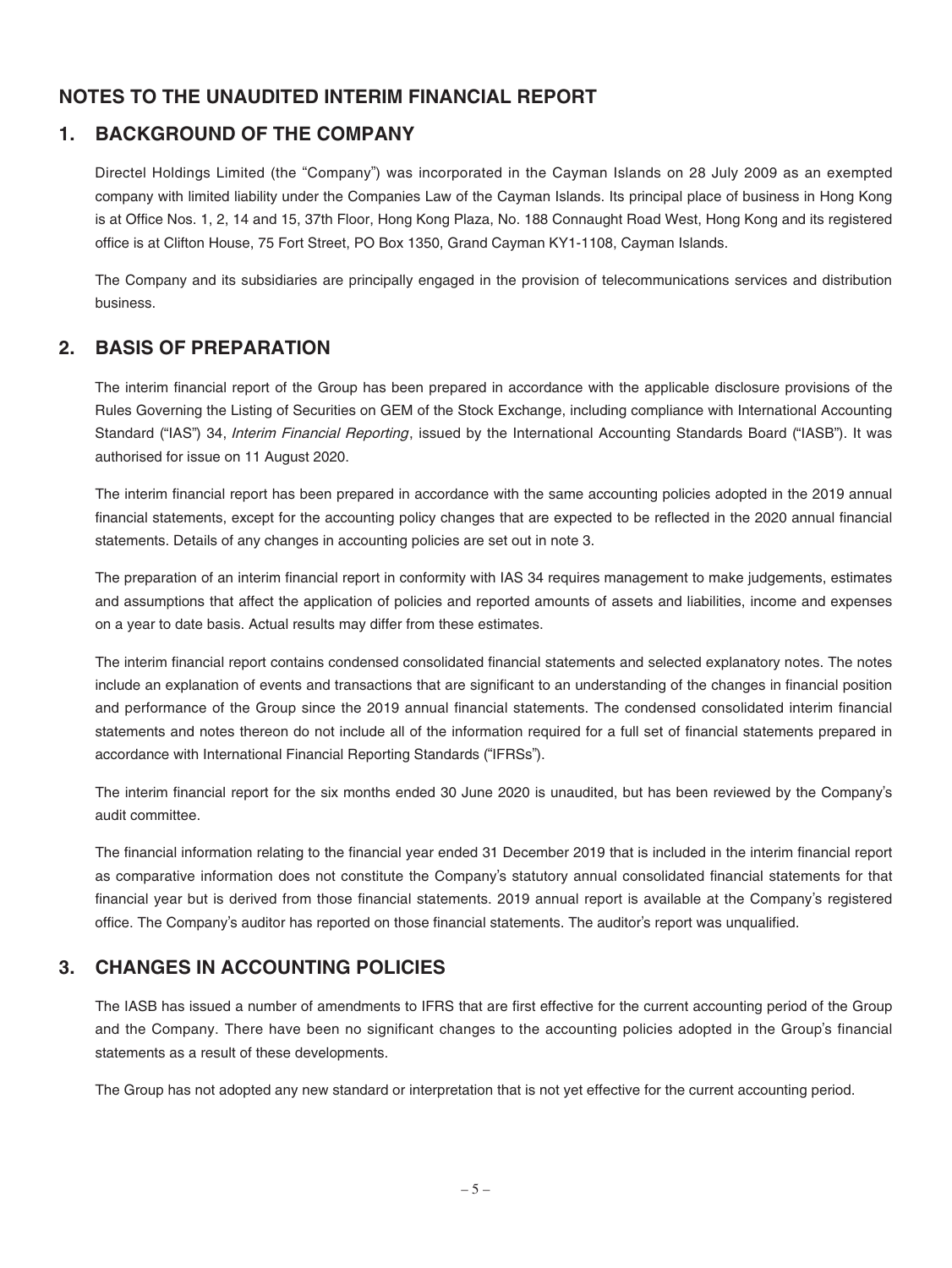# NOTES TO THE UNAUDITED INTERIM FINANCIAL REPORT

## 1. BACKGROUND OF THE COMPANY

Directel Holdings Limited (the "Company") was incorporated in the Cayman Islands on 28 July 2009 as an exempted company with limited liability under the Companies Law of the Cayman Islands. Its principal place of business in Hong Kong is at Office Nos. 1, 2, 14 and 15, 37th Floor, Hong Kong Plaza, No. 188 Connaught Road West, Hong Kong and its registered office is at Clifton House, 75 Fort Street, PO Box 1350, Grand Cayman KY1-1108, Cayman Islands.

The Company and its subsidiaries are principally engaged in the provision of telecommunications services and distribution business.

## 2. BASIS OF PREPARATION

The interim financial report of the Group has been prepared in accordance with the applicable disclosure provisions of the Rules Governing the Listing of Securities on GEM of the Stock Exchange, including compliance with International Accounting Standard ("IAS") 34, *Interim Financial Reporting*, issued by the International Accounting Standards Board ("IASB"). It was authorised for issue on 11 August 2020.

The interim financial report has been prepared in accordance with the same accounting policies adopted in the 2019 annual financial statements, except for the accounting policy changes that are expected to be reflected in the 2020 annual financial statements. Details of any changes in accounting policies are set out in note 3.

The preparation of an interim financial report in conformity with IAS 34 requires management to make judgements, estimates and assumptions that affect the application of policies and reported amounts of assets and liabilities, income and expenses on a year to date basis. Actual results may differ from these estimates.

The interim financial report contains condensed consolidated financial statements and selected explanatory notes. The notes include an explanation of events and transactions that are significant to an understanding of the changes in financial position and performance of the Group since the 2019 annual financial statements. The condensed consolidated interim financial statements and notes thereon do not include all of the information required for a full set of financial statements prepared in accordance with International Financial Reporting Standards ("IFRSs").

The interim financial report for the six months ended 30 June 2020 is unaudited, but has been reviewed by the Company's audit committee.

The financial information relating to the financial year ended 31 December 2019 that is included in the interim financial report as comparative information does not constitute the Company's statutory annual consolidated financial statements for that financial year but is derived from those financial statements. 2019 annual report is available at the Company's registered office. The Company's auditor has reported on those financial statements. The auditor's report was unqualified.

## 3. CHANGES IN ACCOUNTING POLICIES

The IASB has issued a number of amendments to IFRS that are first effective for the current accounting period of the Group and the Company. There have been no significant changes to the accounting policies adopted in the Group's financial statements as a result of these developments.

The Group has not adopted any new standard or interpretation that is not yet effective for the current accounting period.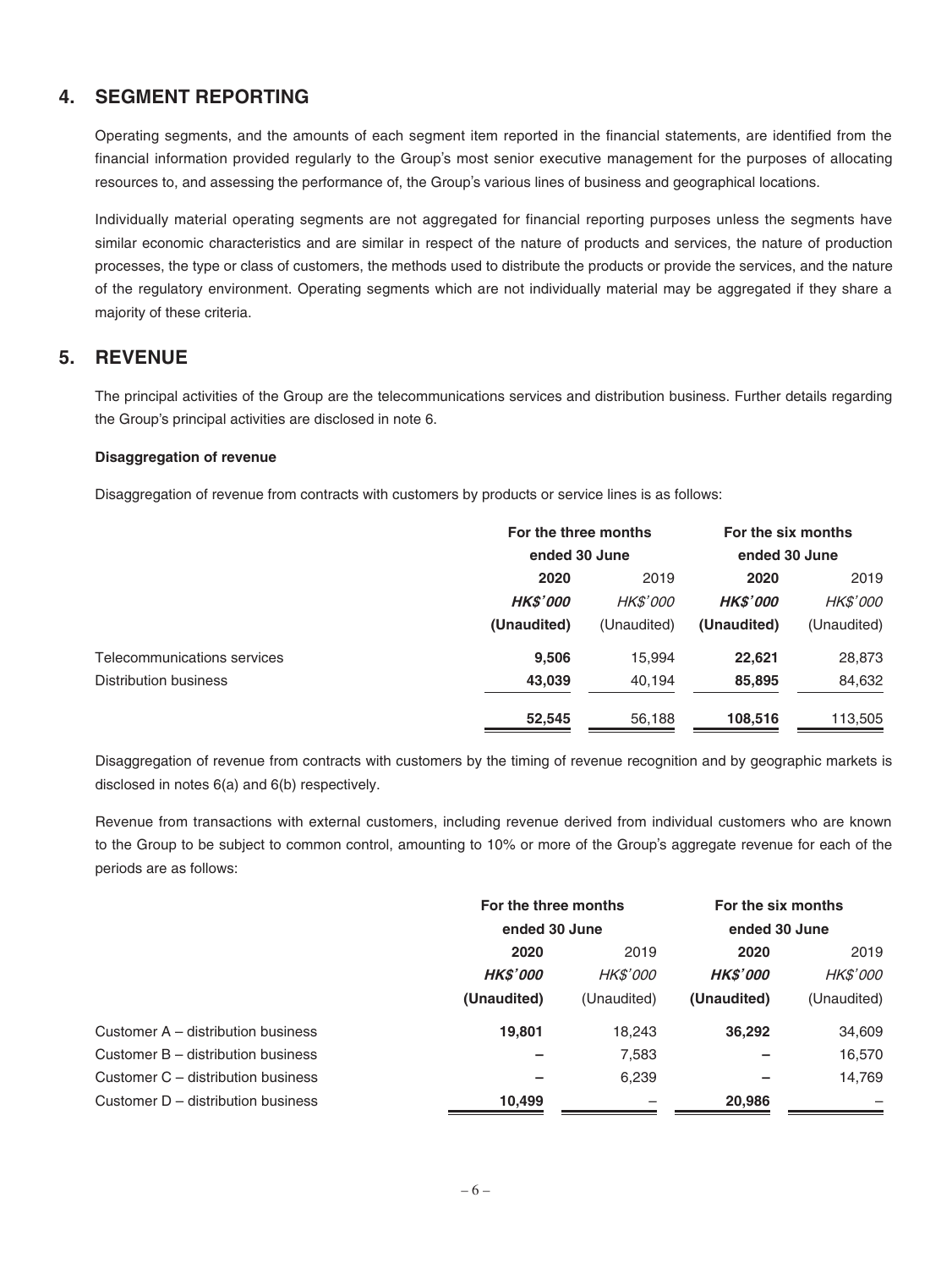## 4. SEGMENT REPORTING

Operating segments, and the amounts of each segment item reported in the financial statements, are identified from the financial information provided regularly to the Group's most senior executive management for the purposes of allocating resources to, and assessing the performance of, the Group's various lines of business and geographical locations.

Individually material operating segments are not aggregated for financial reporting purposes unless the segments have similar economic characteristics and are similar in respect of the nature of products and services, the nature of production processes, the type or class of customers, the methods used to distribute the products or provide the services, and the nature of the regulatory environment. Operating segments which are not individually material may be aggregated if they share a majority of these criteria.

## 5. REVENUE

The principal activities of the Group are the telecommunications services and distribution business. Further details regarding the Group's principal activities are disclosed in note 6.

**Disaggregation of revenue**

Disaggregation of revenue from contracts with customers by products or service lines is as follows:

| | For the three months ended 30 June | | For the six months ended 30 June | |
|---|---|---|---|---|
| | **2020** | 2019 | **2020** | 2019 |
| | ***HK$'000*** | *HK$'000* | ***HK$'000*** | *HK$'000* |
| | **(Unaudited)** | (Unaudited) | **(Unaudited)** | (Unaudited) |
| Telecommunications services | **9,506** | 15,994 | **22,621** | 28,873 |
| Distribution business | **43,039** | 40,194 | **85,895** | 84,632 |
| | **52,545** | 56,188 | **108,516** | 113,505 |

Disaggregation of revenue from contracts with customers by the timing of revenue recognition and by geographic markets is disclosed in notes 6(a) and 6(b) respectively.

Revenue from transactions with external customers, including revenue derived from individual customers who are known to the Group to be subject to common control, amounting to 10% or more of the Group's aggregate revenue for each of the periods are as follows:

| | For the three months ended 30 June | | For the six months ended 30 June | |
|---|---|---|---|---|
| | **2020** | 2019 | **2020** | 2019 |
| | ***HK$'000*** | *HK$'000* | ***HK$'000*** | *HK$'000* |
| | **(Unaudited)** | (Unaudited) | **(Unaudited)** | (Unaudited) |
| Customer A – distribution business | **19,801** | 18,243 | **36,292** | 34,609 |
| Customer B – distribution business | **–** | 7,583 | **–** | 16,570 |
| Customer C – distribution business | **–** | 6,239 | **–** | 14,769 |
| Customer D – distribution business | **10,499** | – | **20,986** | – |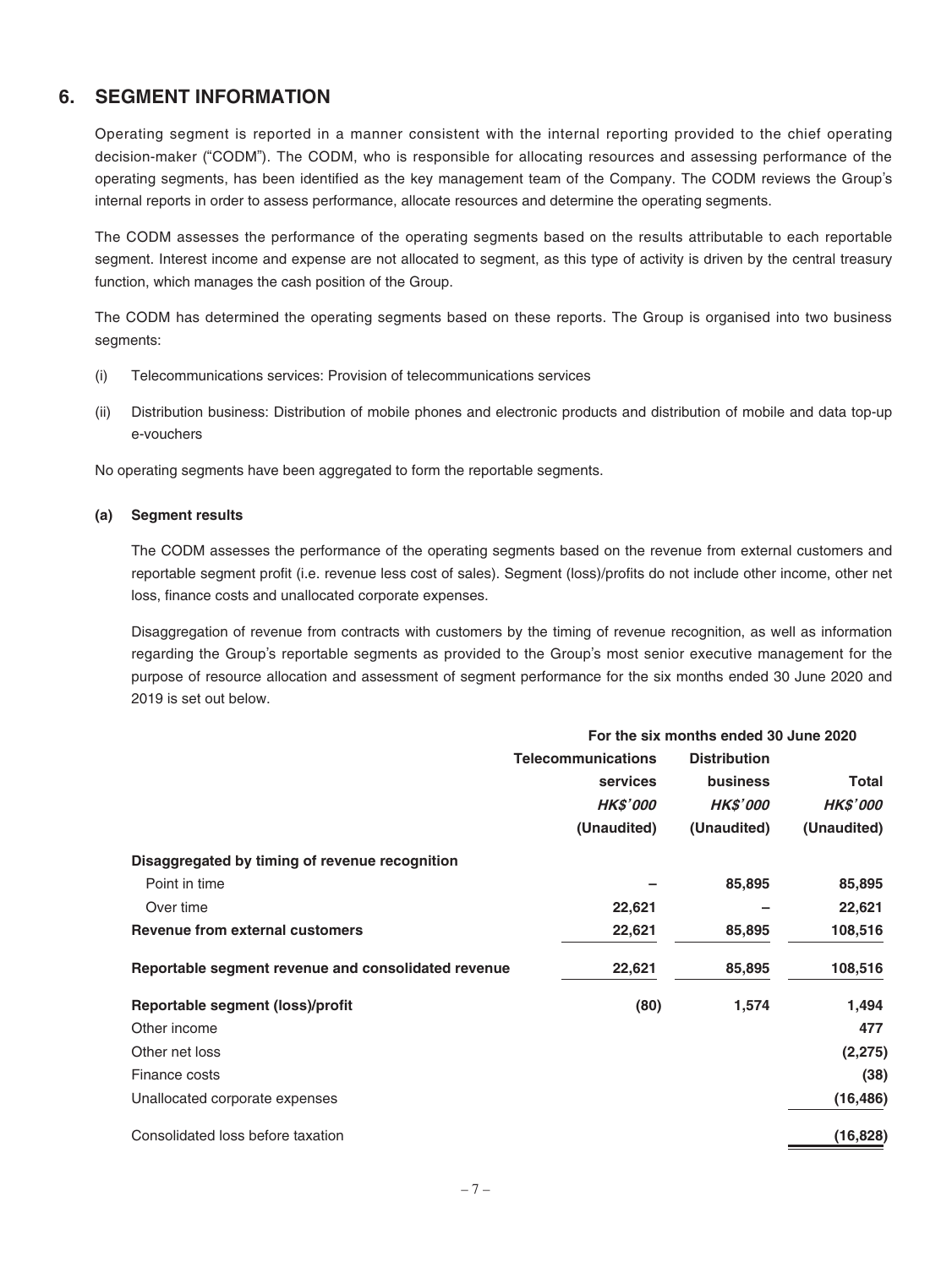## 6. SEGMENT INFORMATION

Operating segment is reported in a manner consistent with the internal reporting provided to the chief operating decision-maker ("CODM"). The CODM, who is responsible for allocating resources and assessing performance of the operating segments, has been identified as the key management team of the Company. The CODM reviews the Group's internal reports in order to assess performance, allocate resources and determine the operating segments.

The CODM assesses the performance of the operating segments based on the results attributable to each reportable segment. Interest income and expense are not allocated to segment, as this type of activity is driven by the central treasury function, which manages the cash position of the Group.

The CODM has determined the operating segments based on these reports. The Group is organised into two business segments:

(i) Telecommunications services: Provision of telecommunications services

(ii) Distribution business: Distribution of mobile phones and electronic products and distribution of mobile and data top-up e-vouchers

No operating segments have been aggregated to form the reportable segments.

**(a) Segment results**

The CODM assesses the performance of the operating segments based on the revenue from external customers and reportable segment profit (i.e. revenue less cost of sales). Segment (loss)/profits do not include other income, other net loss, finance costs and unallocated corporate expenses.

Disaggregation of revenue from contracts with customers by the timing of revenue recognition, as well as information regarding the Group's reportable segments as provided to the Group's most senior executive management for the purpose of resource allocation and assessment of segment performance for the six months ended 30 June 2020 and 2019 is set out below.

| | For the six months ended 30 June 2020 | | |
|---|---|---|---|
| | Telecommunications services *HK$'000* (Unaudited) | Distribution business *HK$'000* (Unaudited) | Total *HK$'000* (Unaudited) |
| **Disaggregated by timing of revenue recognition** | | | |
| Point in time | – | 85,895 | 85,895 |
| Over time | 22,621 | – | 22,621 |
| **Revenue from external customers** | 22,621 | 85,895 | 108,516 |
| **Reportable segment revenue and consolidated revenue** | 22,621 | 85,895 | 108,516 |
| **Reportable segment (loss)/profit** | (80) | 1,574 | 1,494 |
| Other income | | | 477 |
| Other net loss | | | (2,275) |
| Finance costs | | | (38) |
| Unallocated corporate expenses | | | (16,486) |
| Consolidated loss before taxation | | | (16,828) |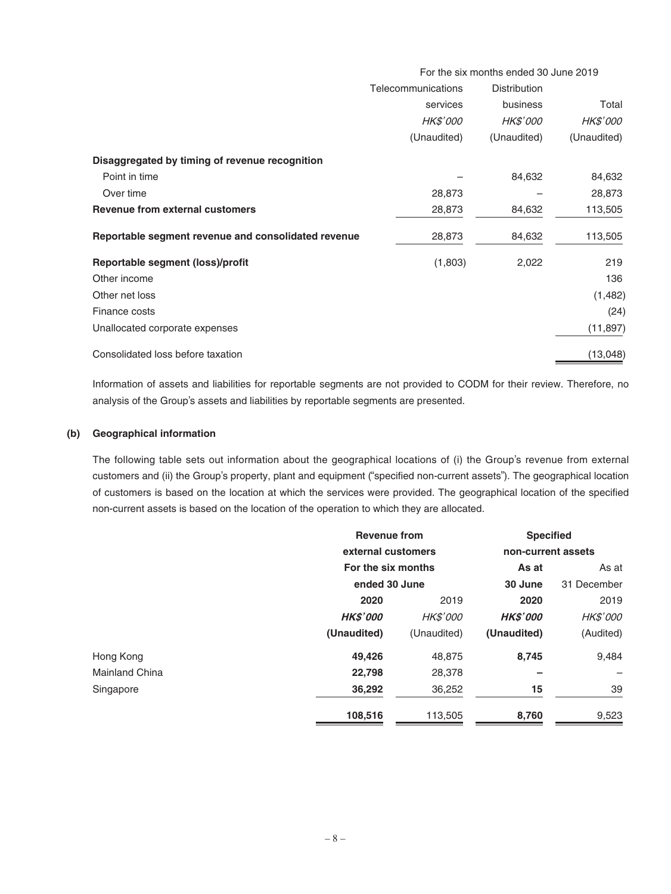| | For the six months ended 30 June 2019 | | |
|---|---|---|---|
| | Telecommunications services | Distribution business | Total |
| | *HK$'000* | *HK$'000* | *HK$'000* |
| | (Unaudited) | (Unaudited) | (Unaudited) |
| **Disaggregated by timing of revenue recognition** | | | |
| Point in time | – | 84,632 | 84,632 |
| Over time | 28,873 | – | 28,873 |
| **Revenue from external customers** | 28,873 | 84,632 | 113,505 |
| **Reportable segment revenue and consolidated revenue** | 28,873 | 84,632 | 113,505 |
| **Reportable segment (loss)/profit** | (1,803) | 2,022 | 219 |
| Other income | | | 136 |
| Other net loss | | | (1,482) |
| Finance costs | | | (24) |
| Unallocated corporate expenses | | | (11,897) |
| Consolidated loss before taxation | | | (13,048) |

Information of assets and liabilities for reportable segments are not provided to CODM for their review. Therefore, no analysis of the Group's assets and liabilities by reportable segments are presented.

**(b) Geographical information**

The following table sets out information about the geographical locations of (i) the Group's revenue from external customers and (ii) the Group's property, plant and equipment ("specified non-current assets"). The geographical location of customers is based on the location at which the services were provided. The geographical location of the specified non-current assets is based on the location of the operation to which they are allocated.

| | **Revenue from external customers** | | **Specified non-current assets** | |
|---|---|---|---|---|
| | **For the six months ended 30 June** | | **As at 30 June** | As at 31 December |
| | **2020** | 2019 | **2020** | 2019 |
| | ***HK$'000*** | *HK$'000* | ***HK$'000*** | *HK$'000* |
| | **(Unaudited)** | (Unaudited) | **(Unaudited)** | (Audited) |
| Hong Kong | **49,426** | 48,875 | **8,745** | 9,484 |
| Mainland China | **22,798** | 28,378 | **–** | – |
| Singapore | **36,292** | 36,252 | **15** | 39 |
| | **108,516** | 113,505 | **8,760** | 9,523 |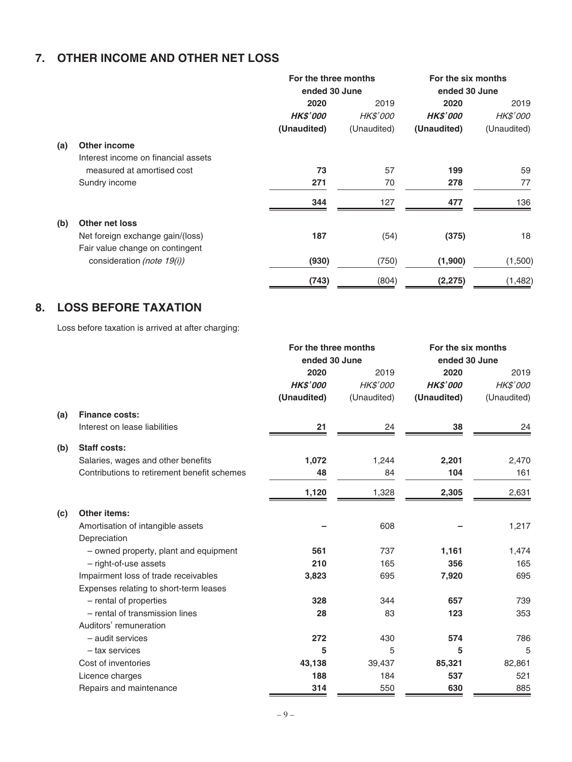## 7. OTHER INCOME AND OTHER NET LOSS

| | | For the three months ended 30 June | | For the six months ended 30 June | |
|---|---|---|---|---|---|
| | | **2020** | 2019 | **2020** | 2019 |
| | | ***HK$'000*** | *HK$'000* | ***HK$'000*** | *HK$'000* |
| | | **(Unaudited)** | (Unaudited) | **(Unaudited)** | (Unaudited) |
| **(a)** | **Other income** | | | | |
| | Interest income on financial assets measured at amortised cost | **73** | 57 | **199** | 59 |
| | Sundry income | **271** | 70 | **278** | 77 |
| | | **344** | 127 | **477** | 136 |
| **(b)** | **Other net loss** | | | | |
| | Net foreign exchange gain/(loss) | **187** | (54) | **(375)** | 18 |
| | Fair value change on contingent consideration *(note 19(i))* | **(930)** | (750) | **(1,900)** | (1,500) |
| | | **(743)** | (804) | **(2,275)** | (1,482) |

## 8. LOSS BEFORE TAXATION

Loss before taxation is arrived at after charging:

| | | For the three months ended 30 June | | For the six months ended 30 June | |
|---|---|---|---|---|---|
| | | **2020** | 2019 | **2020** | 2019 |
| | | ***HK$'000*** | *HK$'000* | ***HK$'000*** | *HK$'000* |
| | | **(Unaudited)** | (Unaudited) | **(Unaudited)** | (Unaudited) |
| **(a)** | **Finance costs:** | | | | |
| | Interest on lease liabilities | **21** | 24 | **38** | 24 |
| **(b)** | **Staff costs:** | | | | |
| | Salaries, wages and other benefits | **1,072** | 1,244 | **2,201** | 2,470 |
| | Contributions to retirement benefit schemes | **48** | 84 | **104** | 161 |
| | | **1,120** | 1,328 | **2,305** | 2,631 |
| **(c)** | **Other items:** | | | | |
| | Amortisation of intangible assets | **–** | 608 | **–** | 1,217 |
| | Depreciation | | | | |
| | – owned property, plant and equipment | **561** | 737 | **1,161** | 1,474 |
| | – right-of-use assets | **210** | 165 | **356** | 165 |
| | Impairment loss of trade receivables | **3,823** | 695 | **7,920** | 695 |
| | Expenses relating to short-term leases | | | | |
| | – rental of properties | **328** | 344 | **657** | 739 |
| | – rental of transmission lines | **28** | 83 | **123** | 353 |
| | Auditors' remuneration | | | | |
| | – audit services | **272** | 430 | **574** | 786 |
| | – tax services | **5** | 5 | **5** | 5 |
| | Cost of inventories | **43,138** | 39,437 | **85,321** | 82,861 |
| | Licence charges | **188** | 184 | **537** | 521 |
| | Repairs and maintenance | **314** | 550 | **630** | 885 |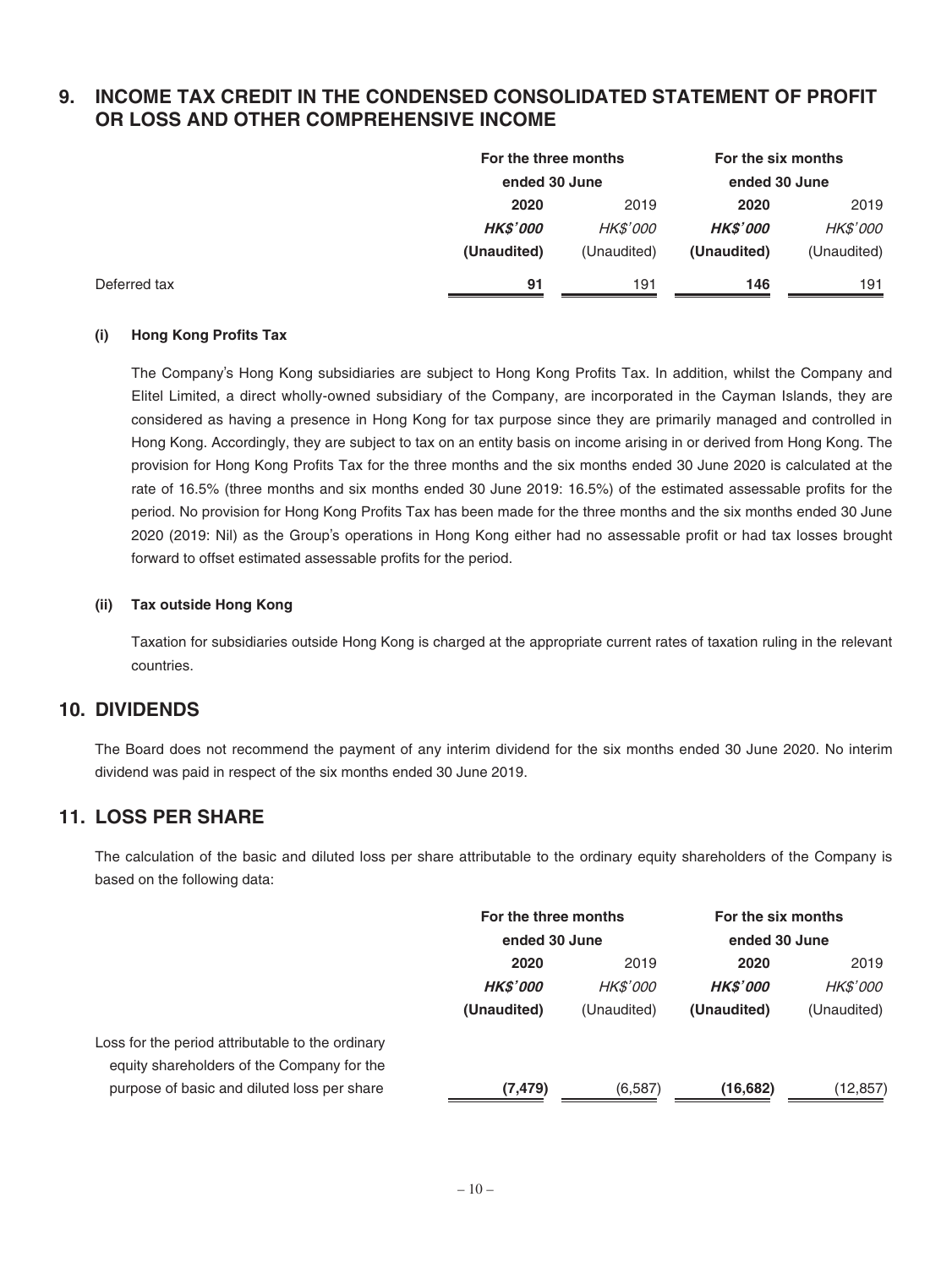## 9. INCOME TAX CREDIT IN THE CONDENSED CONSOLIDATED STATEMENT OF PROFIT OR LOSS AND OTHER COMPREHENSIVE INCOME

| | For the three months ended 30 June | | For the six months ended 30 June | |
|---|---|---|---|---|
| | **2020** | 2019 | **2020** | 2019 |
| | ***HK$'000*** | *HK$'000* | ***HK$'000*** | *HK$'000* |
| | **(Unaudited)** | (Unaudited) | **(Unaudited)** | (Unaudited) |
| Deferred tax | **91** | 191 | **146** | 191 |

**(i) Hong Kong Profits Tax**

The Company's Hong Kong subsidiaries are subject to Hong Kong Profits Tax. In addition, whilst the Company and Elitel Limited, a direct wholly-owned subsidiary of the Company, are incorporated in the Cayman Islands, they are considered as having a presence in Hong Kong for tax purpose since they are primarily managed and controlled in Hong Kong. Accordingly, they are subject to tax on an entity basis on income arising in or derived from Hong Kong. The provision for Hong Kong Profits Tax for the three months and the six months ended 30 June 2020 is calculated at the rate of 16.5% (three months and six months ended 30 June 2019: 16.5%) of the estimated assessable profits for the period. No provision for Hong Kong Profits Tax has been made for the three months and the six months ended 30 June 2020 (2019: Nil) as the Group's operations in Hong Kong either had no assessable profit or had tax losses brought forward to offset estimated assessable profits for the period.

**(ii) Tax outside Hong Kong**

Taxation for subsidiaries outside Hong Kong is charged at the appropriate current rates of taxation ruling in the relevant countries.

## 10. DIVIDENDS

The Board does not recommend the payment of any interim dividend for the six months ended 30 June 2020. No interim dividend was paid in respect of the six months ended 30 June 2019.

## 11. LOSS PER SHARE

The calculation of the basic and diluted loss per share attributable to the ordinary equity shareholders of the Company is based on the following data:

| | For the three months ended 30 June | | For the six months ended 30 June | |
|---|---|---|---|---|
| | **2020** | 2019 | **2020** | 2019 |
| | ***HK$'000*** | *HK$'000* | ***HK$'000*** | *HK$'000* |
| | **(Unaudited)** | (Unaudited) | **(Unaudited)** | (Unaudited) |
| Loss for the period attributable to the ordinary equity shareholders of the Company for the purpose of basic and diluted loss per share | **(7,479)** | (6,587) | **(16,682)** | (12,857) |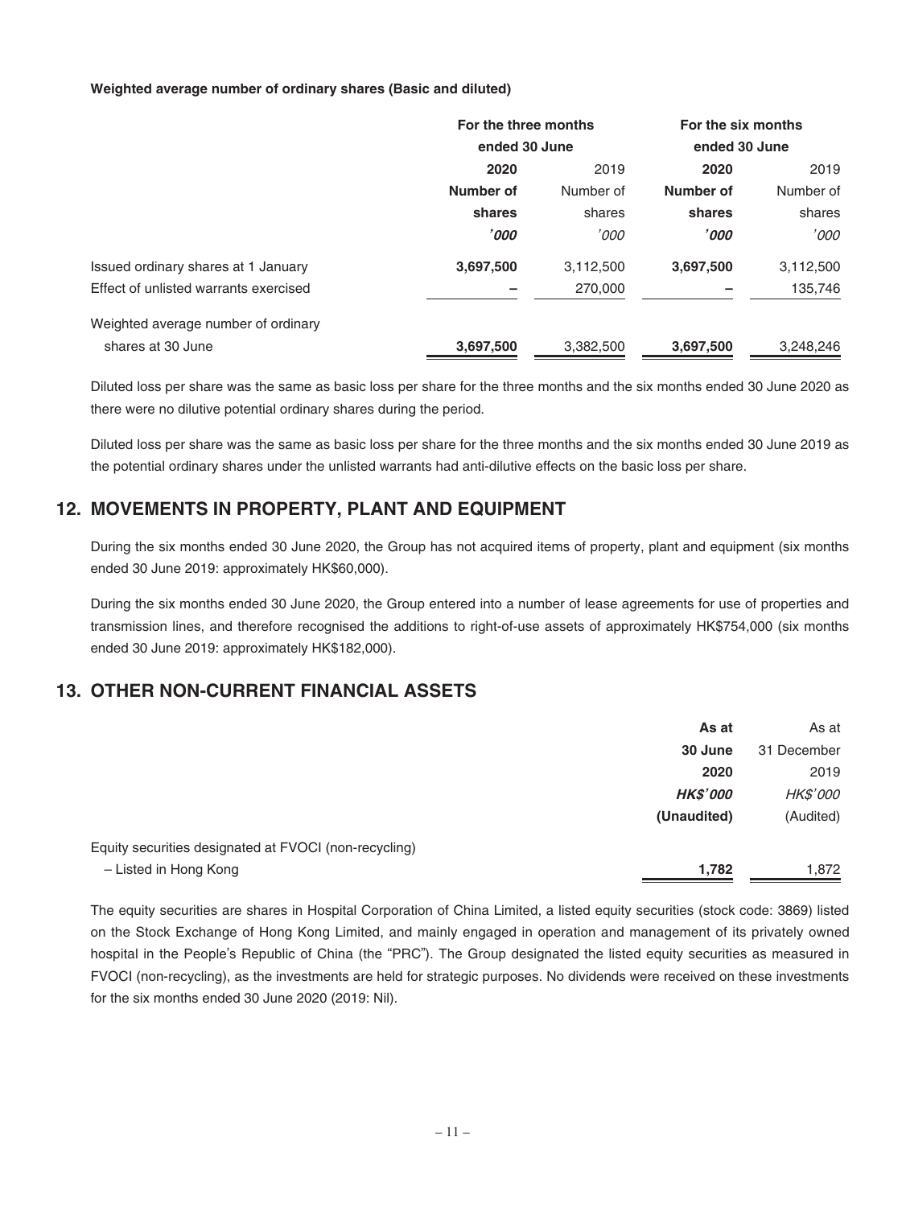**Weighted average number of ordinary shares (Basic and diluted)**

| | For the three months ended 30 June | | For the six months ended 30 June | |
|---|---|---|---|---|
| | **2020** | 2019 | **2020** | 2019 |
| | **Number of shares** | Number of shares | **Number of shares** | Number of shares |
| | ***'000*** | *'000* | ***'000*** | *'000* |
| Issued ordinary shares at 1 January | **3,697,500** | 3,112,500 | **3,697,500** | 3,112,500 |
| Effect of unlisted warrants exercised | **–** | 270,000 | **–** | 135,746 |
| Weighted average number of ordinary shares at 30 June | **3,697,500** | 3,382,500 | **3,697,500** | 3,248,246 |

Diluted loss per share was the same as basic loss per share for the three months and the six months ended 30 June 2020 as there were no dilutive potential ordinary shares during the period.

Diluted loss per share was the same as basic loss per share for the three months and the six months ended 30 June 2019 as the potential ordinary shares under the unlisted warrants had anti-dilutive effects on the basic loss per share.

## 12. MOVEMENTS IN PROPERTY, PLANT AND EQUIPMENT

During the six months ended 30 June 2020, the Group has not acquired items of property, plant and equipment (six months ended 30 June 2019: approximately HK$60,000).

During the six months ended 30 June 2020, the Group entered into a number of lease agreements for use of properties and transmission lines, and therefore recognised the additions to right-of-use assets of approximately HK$754,000 (six months ended 30 June 2019: approximately HK$182,000).

## 13. OTHER NON-CURRENT FINANCIAL ASSETS

| | **As at 30 June 2020** | As at 31 December 2019 |
|---|---|---|
| | ***HK$'000*** | *HK$'000* |
| | **(Unaudited)** | (Audited) |
| Equity securities designated at FVOCI (non-recycling) | | |
| – Listed in Hong Kong | **1,782** | 1,872 |

The equity securities are shares in Hospital Corporation of China Limited, a listed equity securities (stock code: 3869) listed on the Stock Exchange of Hong Kong Limited, and mainly engaged in operation and management of its privately owned hospital in the People's Republic of China (the "PRC"). The Group designated the listed equity securities as measured in FVOCI (non-recycling), as the investments are held for strategic purposes. No dividends were received on these investments for the six months ended 30 June 2020 (2019: Nil).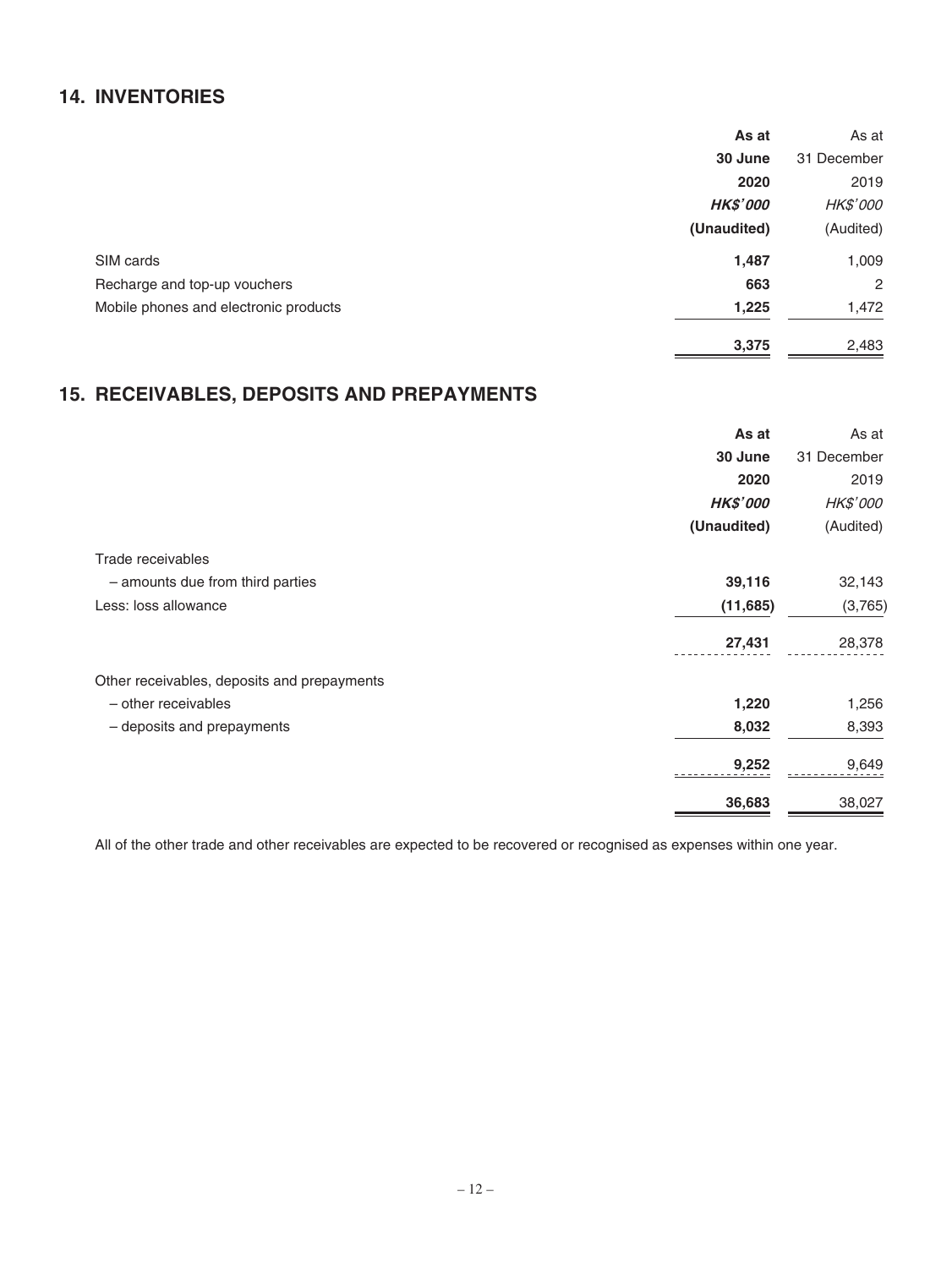## 14. INVENTORIES

| | As at 30 June 2020 HK$'000 (Unaudited) | As at 31 December 2019 HK$'000 (Audited) |
|---|---|---|
| SIM cards | **1,487** | 1,009 |
| Recharge and top-up vouchers | **663** | 2 |
| Mobile phones and electronic products | **1,225** | 1,472 |
| | **3,375** | 2,483 |

## 15. RECEIVABLES, DEPOSITS AND PREPAYMENTS

| | As at 30 June 2020 HK$'000 (Unaudited) | As at 31 December 2019 HK$'000 (Audited) |
|---|---|---|
| Trade receivables | | |
| – amounts due from third parties | **39,116** | 32,143 |
| Less: loss allowance | **(11,685)** | (3,765) |
| | **27,431** | 28,378 |
| Other receivables, deposits and prepayments | | |
| – other receivables | **1,220** | 1,256 |
| – deposits and prepayments | **8,032** | 8,393 |
| | **9,252** | 9,649 |
| | **36,683** | 38,027 |

All of the other trade and other receivables are expected to be recovered or recognised as expenses within one year.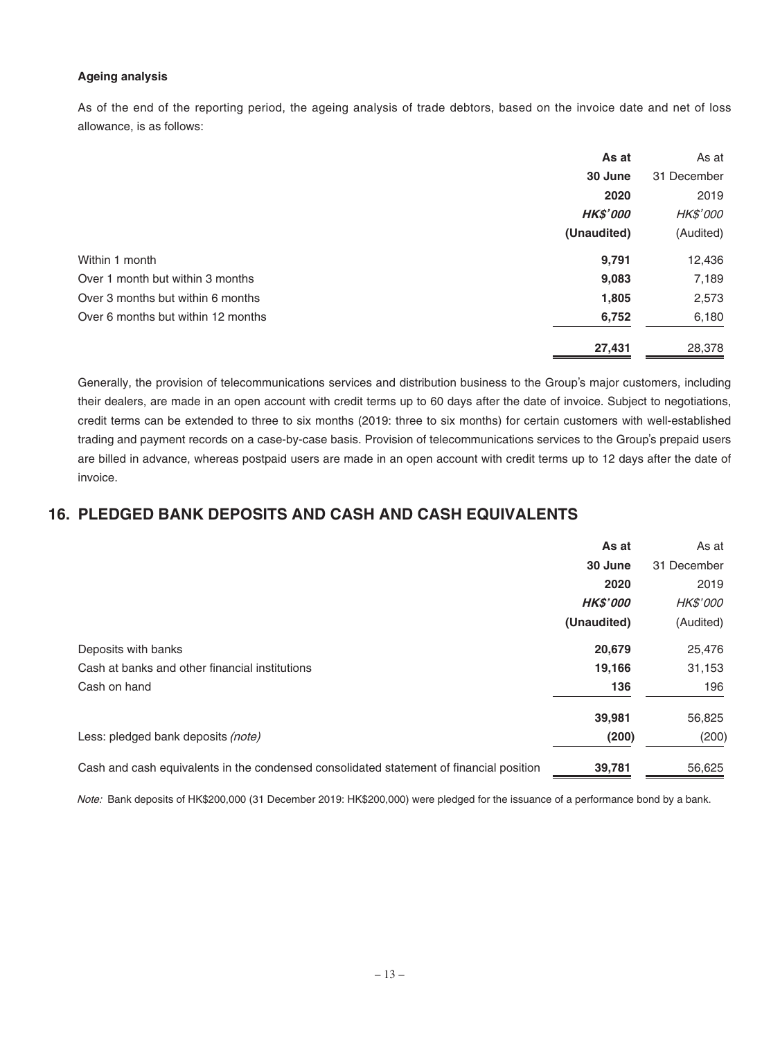**Ageing analysis**

As of the end of the reporting period, the ageing analysis of trade debtors, based on the invoice date and net of loss allowance, is as follows:

| | As at 30 June 2020 HK$'000 (Unaudited) | As at 31 December 2019 HK$'000 (Audited) |
|---|---|---|
| Within 1 month | **9,791** | 12,436 |
| Over 1 month but within 3 months | **9,083** | 7,189 |
| Over 3 months but within 6 months | **1,805** | 2,573 |
| Over 6 months but within 12 months | **6,752** | 6,180 |
| | **27,431** | 28,378 |

Generally, the provision of telecommunications services and distribution business to the Group's major customers, including their dealers, are made in an open account with credit terms up to 60 days after the date of invoice. Subject to negotiations, credit terms can be extended to three to six months (2019: three to six months) for certain customers with well-established trading and payment records on a case-by-case basis. Provision of telecommunications services to the Group's prepaid users are billed in advance, whereas postpaid users are made in an open account with credit terms up to 12 days after the date of invoice.

## 16. PLEDGED BANK DEPOSITS AND CASH AND CASH EQUIVALENTS

| | As at 30 June 2020 HK$'000 (Unaudited) | As at 31 December 2019 HK$'000 (Audited) |
|---|---|---|
| Deposits with banks | **20,679** | 25,476 |
| Cash at banks and other financial institutions | **19,166** | 31,153 |
| Cash on hand | **136** | 196 |
| | **39,981** | 56,825 |
| Less: pledged bank deposits *(note)* | **(200)** | (200) |
| Cash and cash equivalents in the condensed consolidated statement of financial position | **39,781** | 56,625 |

*Note:* Bank deposits of HK$200,000 (31 December 2019: HK$200,000) were pledged for the issuance of a performance bond by a bank.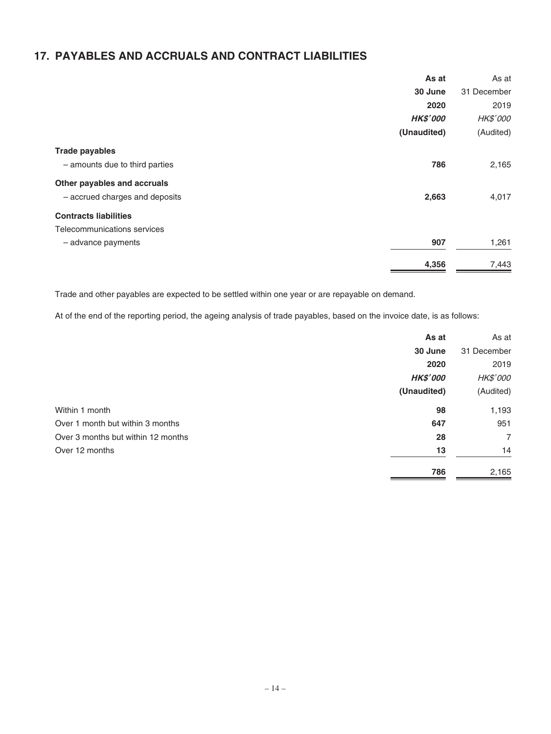## 17. PAYABLES AND ACCRUALS AND CONTRACT LIABILITIES

| | As at 30 June 2020 HK$'000 (Unaudited) | As at 31 December 2019 HK$'000 (Audited) |
|---|---|---|
| **Trade payables** | | |
| – amounts due to third parties | **786** | 2,165 |
| **Other payables and accruals** | | |
| – accrued charges and deposits | **2,663** | 4,017 |
| **Contracts liabilities** | | |
| Telecommunications services | | |
| – advance payments | **907** | 1,261 |
| | **4,356** | 7,443 |

Trade and other payables are expected to be settled within one year or are repayable on demand.

At of the end of the reporting period, the ageing analysis of trade payables, based on the invoice date, is as follows:

| | As at 30 June 2020 HK$'000 (Unaudited) | As at 31 December 2019 HK$'000 (Audited) |
|---|---|---|
| Within 1 month | **98** | 1,193 |
| Over 1 month but within 3 months | **647** | 951 |
| Over 3 months but within 12 months | **28** | 7 |
| Over 12 months | **13** | 14 |
| | **786** | 2,165 |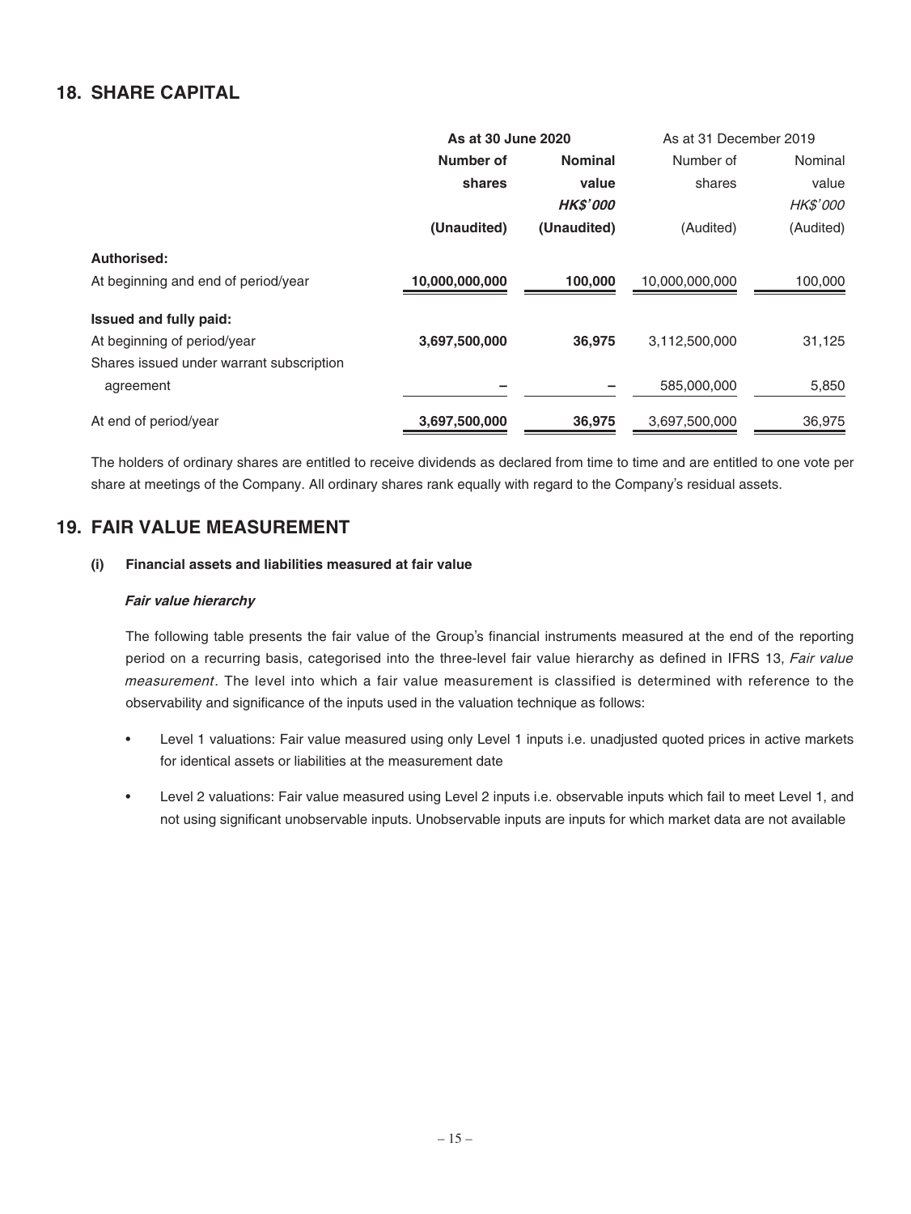## 18. SHARE CAPITAL

| | As at 30 June 2020 | | As at 31 December 2019 | |
|---|---|---|---|---|
| | Number of shares | Nominal value HK$'000 | Number of shares | Nominal value HK$'000 |
| | (Unaudited) | (Unaudited) | (Audited) | (Audited) |
| **Authorised:** | | | | |
| At beginning and end of period/year | 10,000,000,000 | 100,000 | 10,000,000,000 | 100,000 |
| **Issued and fully paid:** | | | | |
| At beginning of period/year | 3,697,500,000 | 36,975 | 3,112,500,000 | 31,125 |
| Shares issued under warrant subscription agreement | – | – | 585,000,000 | 5,850 |
| At end of period/year | 3,697,500,000 | 36,975 | 3,697,500,000 | 36,975 |

The holders of ordinary shares are entitled to receive dividends as declared from time to time and are entitled to one vote per share at meetings of the Company. All ordinary shares rank equally with regard to the Company's residual assets.

## 19. FAIR VALUE MEASUREMENT

### (i) Financial assets and liabilities measured at fair value

***Fair value hierarchy***

The following table presents the fair value of the Group's financial instruments measured at the end of the reporting period on a recurring basis, categorised into the three-level fair value hierarchy as defined in IFRS 13, *Fair value measurement*. The level into which a fair value measurement is classified is determined with reference to the observability and significance of the inputs used in the valuation technique as follows:

- Level 1 valuations: Fair value measured using only Level 1 inputs i.e. unadjusted quoted prices in active markets for identical assets or liabilities at the measurement date
- Level 2 valuations: Fair value measured using Level 2 inputs i.e. observable inputs which fail to meet Level 1, and not using significant unobservable inputs. Unobservable inputs are inputs for which market data are not available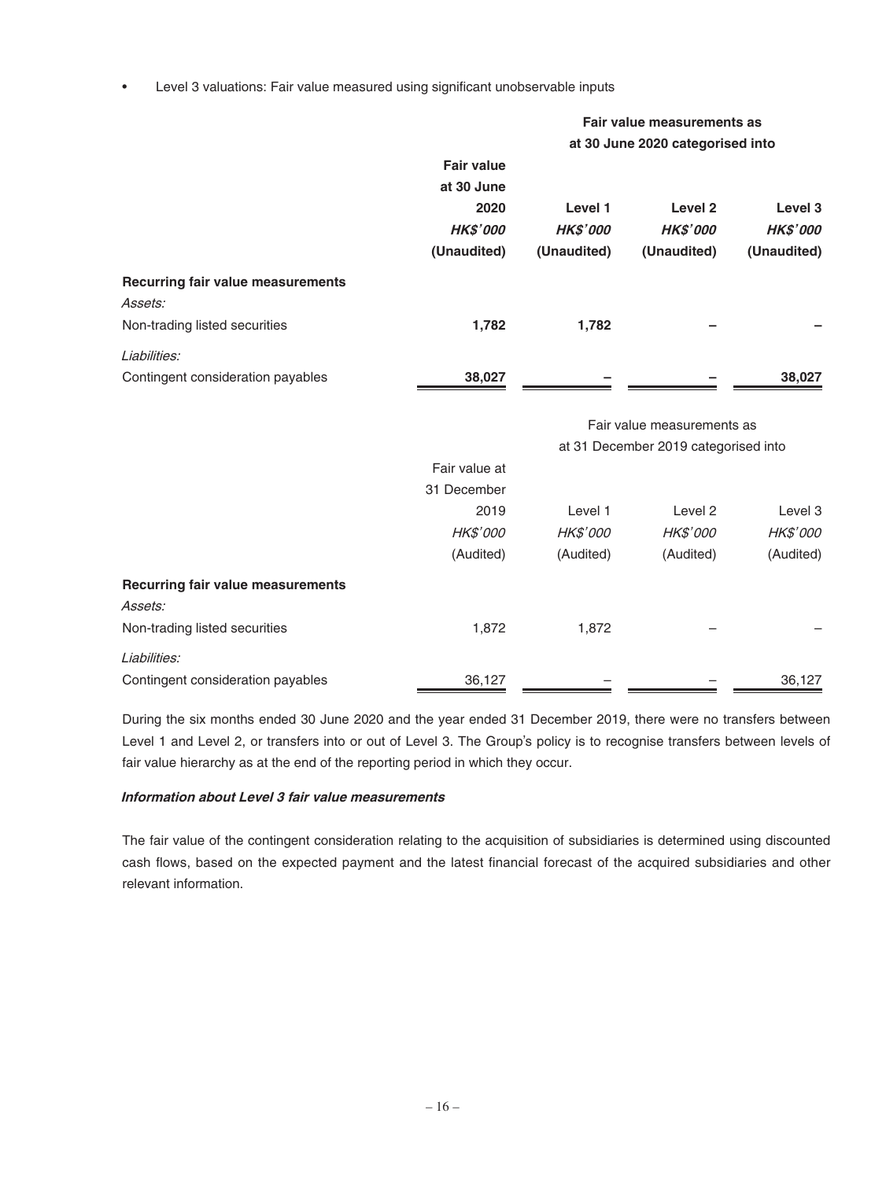- Level 3 valuations: Fair value measured using significant unobservable inputs

| | Fair value at 30 June 2020 | Fair value measurements as at 30 June 2020 categorised into | | |
|---|---|---|---|---|
| | | **Level 1** | **Level 2** | **Level 3** |
| | ***HK$'000*** | ***HK$'000*** | ***HK$'000*** | ***HK$'000*** |
| | **(Unaudited)** | **(Unaudited)** | **(Unaudited)** | **(Unaudited)** |
| **Recurring fair value measurements** | | | | |
| *Assets:* | | | | |
| Non-trading listed securities | **1,782** | **1,782** | **–** | **–** |
| *Liabilities:* | | | | |
| Contingent consideration payables | **38,027** | **–** | **–** | **38,027** |

| | Fair value at 31 December 2019 | Fair value measurements as at 31 December 2019 categorised into | | |
|---|---|---|---|---|
| | | Level 1 | Level 2 | Level 3 |
| | *HK$'000* | *HK$'000* | *HK$'000* | *HK$'000* |
| | (Audited) | (Audited) | (Audited) | (Audited) |
| **Recurring fair value measurements** | | | | |
| *Assets:* | | | | |
| Non-trading listed securities | 1,872 | 1,872 | – | – |
| *Liabilities:* | | | | |
| Contingent consideration payables | 36,127 | – | – | 36,127 |

During the six months ended 30 June 2020 and the year ended 31 December 2019, there were no transfers between Level 1 and Level 2, or transfers into or out of Level 3. The Group's policy is to recognise transfers between levels of fair value hierarchy as at the end of the reporting period in which they occur.

***Information about Level 3 fair value measurements***

The fair value of the contingent consideration relating to the acquisition of subsidiaries is determined using discounted cash flows, based on the expected payment and the latest financial forecast of the acquired subsidiaries and other relevant information.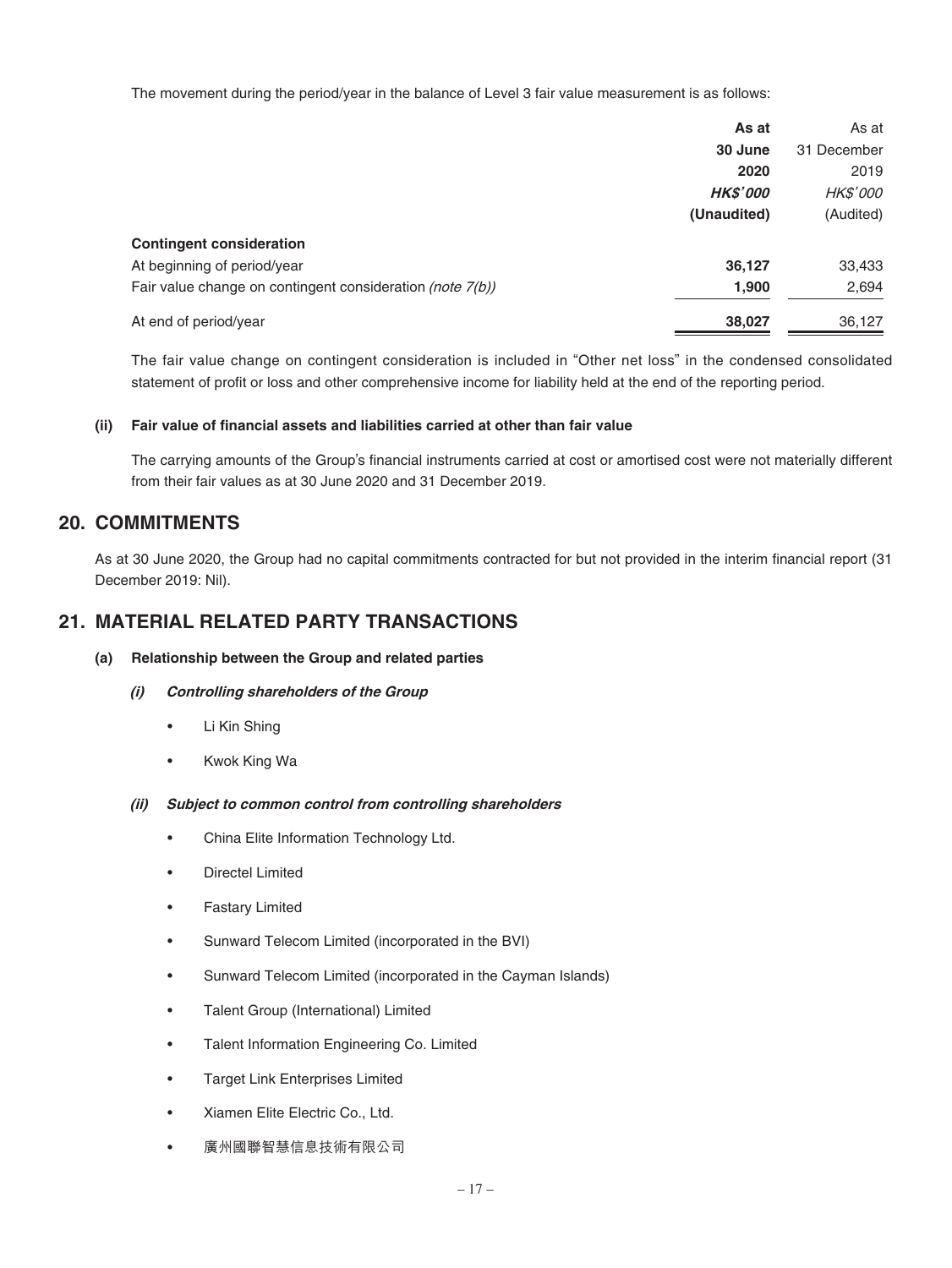The movement during the period/year in the balance of Level 3 fair value measurement is as follows:

| | As at 30 June 2020 HK$'000 (Unaudited) | As at 31 December 2019 HK$'000 (Audited) |
|---|---|---|
| **Contingent consideration** | | |
| At beginning of period/year | **36,127** | 33,433 |
| Fair value change on contingent consideration *(note 7(b))* | **1,900** | 2,694 |
| At end of period/year | **38,027** | 36,127 |

The fair value change on contingent consideration is included in "Other net loss" in the condensed consolidated statement of profit or loss and other comprehensive income for liability held at the end of the reporting period.

**(ii) Fair value of financial assets and liabilities carried at other than fair value**

The carrying amounts of the Group's financial instruments carried at cost or amortised cost were not materially different from their fair values as at 30 June 2020 and 31 December 2019.

## 20. COMMITMENTS

As at 30 June 2020, the Group had no capital commitments contracted for but not provided in the interim financial report (31 December 2019: Nil).

## 21. MATERIAL RELATED PARTY TRANSACTIONS

**(a) Relationship between the Group and related parties**

***(i) Controlling shareholders of the Group***

- Li Kin Shing
- Kwok King Wa

***(ii) Subject to common control from controlling shareholders***

- China Elite Information Technology Ltd.
- Directel Limited
- Fastary Limited
- Sunward Telecom Limited (incorporated in the BVI)
- Sunward Telecom Limited (incorporated in the Cayman Islands)
- Talent Group (International) Limited
- Talent Information Engineering Co. Limited
- Target Link Enterprises Limited
- Xiamen Elite Electric Co., Ltd.
- 廣州國聯智慧信息技術有限公司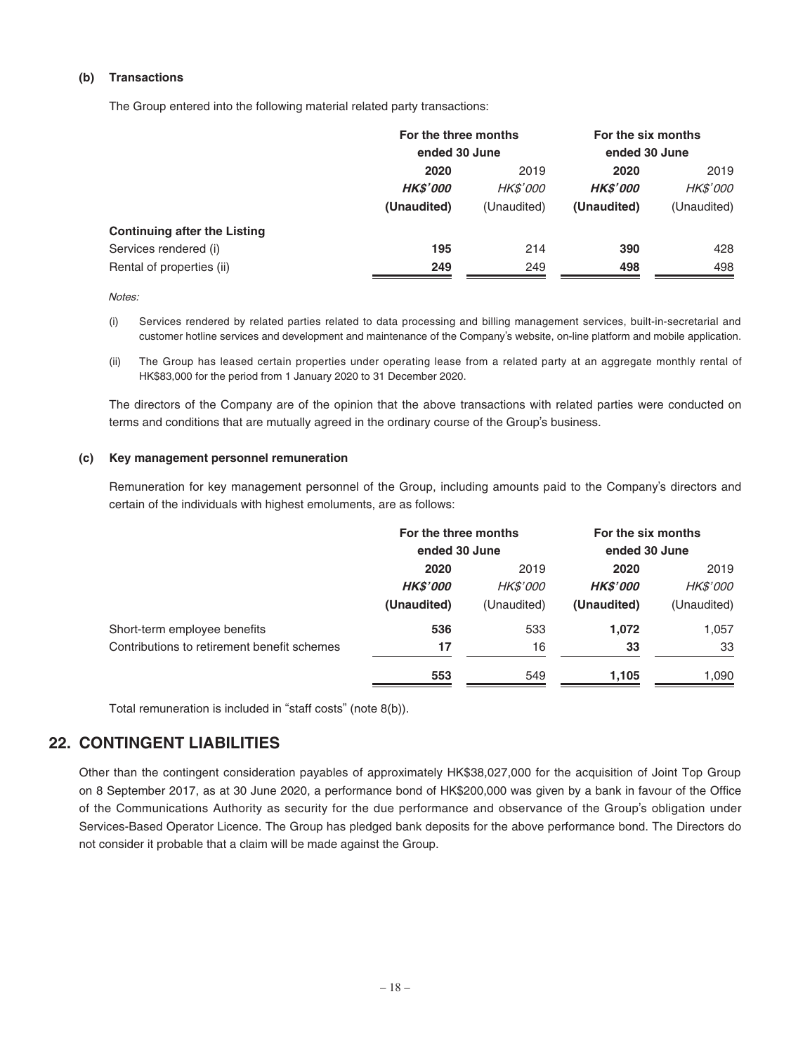**(b) Transactions**

The Group entered into the following material related party transactions:

| | For the three months ended 30 June | | For the six months ended 30 June | |
|---|---|---|---|---|
| | **2020** | 2019 | **2020** | 2019 |
| | ***HK$'000*** | *HK$'000* | ***HK$'000*** | *HK$'000* |
| | **(Unaudited)** | (Unaudited) | **(Unaudited)** | (Unaudited) |
| **Continuing after the Listing** | | | | |
| Services rendered (i) | **195** | 214 | **390** | 428 |
| Rental of properties (ii) | **249** | 249 | **498** | 498 |

*Notes:*

(i) Services rendered by related parties related to data processing and billing management services, built-in-secretarial and customer hotline services and development and maintenance of the Company's website, on-line platform and mobile application.

(ii) The Group has leased certain properties under operating lease from a related party at an aggregate monthly rental of HK$83,000 for the period from 1 January 2020 to 31 December 2020.

The directors of the Company are of the opinion that the above transactions with related parties were conducted on terms and conditions that are mutually agreed in the ordinary course of the Group's business.

**(c) Key management personnel remuneration**

Remuneration for key management personnel of the Group, including amounts paid to the Company's directors and certain of the individuals with highest emoluments, are as follows:

| | For the three months ended 30 June | | For the six months ended 30 June | |
|---|---|---|---|---|
| | **2020** | 2019 | **2020** | 2019 |
| | ***HK$'000*** | *HK$'000* | ***HK$'000*** | *HK$'000* |
| | **(Unaudited)** | (Unaudited) | **(Unaudited)** | (Unaudited) |
| Short-term employee benefits | **536** | 533 | **1,072** | 1,057 |
| Contributions to retirement benefit schemes | **17** | 16 | **33** | 33 |
| | **553** | 549 | **1,105** | 1,090 |

Total remuneration is included in "staff costs" (note 8(b)).

## 22. CONTINGENT LIABILITIES

Other than the contingent consideration payables of approximately HK$38,027,000 for the acquisition of Joint Top Group on 8 September 2017, as at 30 June 2020, a performance bond of HK$200,000 was given by a bank in favour of the Office of the Communications Authority as security for the due performance and observance of the Group's obligation under Services-Based Operator Licence. The Group has pledged bank deposits for the above performance bond. The Directors do not consider it probable that a claim will be made against the Group.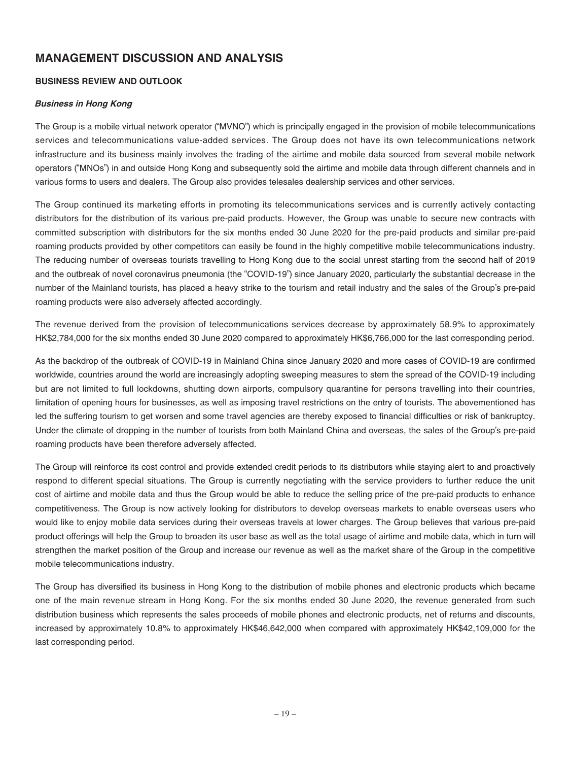## MANAGEMENT DISCUSSION AND ANALYSIS

### BUSINESS REVIEW AND OUTLOOK

#### *Business in Hong Kong*

The Group is a mobile virtual network operator ("MVNO") which is principally engaged in the provision of mobile telecommunications services and telecommunications value-added services. The Group does not have its own telecommunications network infrastructure and its business mainly involves the trading of the airtime and mobile data sourced from several mobile network operators ("MNOs") in and outside Hong Kong and subsequently sold the airtime and mobile data through different channels and in various forms to users and dealers. The Group also provides telesales dealership services and other services.

The Group continued its marketing efforts in promoting its telecommunications services and is currently actively contacting distributors for the distribution of its various pre-paid products. However, the Group was unable to secure new contracts with committed subscription with distributors for the six months ended 30 June 2020 for the pre-paid products and similar pre-paid roaming products provided by other competitors can easily be found in the highly competitive mobile telecommunications industry. The reducing number of overseas tourists travelling to Hong Kong due to the social unrest starting from the second half of 2019 and the outbreak of novel coronavirus pneumonia (the "COVID-19") since January 2020, particularly the substantial decrease in the number of the Mainland tourists, has placed a heavy strike to the tourism and retail industry and the sales of the Group's pre-paid roaming products were also adversely affected accordingly.

The revenue derived from the provision of telecommunications services decrease by approximately 58.9% to approximately HK$2,784,000 for the six months ended 30 June 2020 compared to approximately HK$6,766,000 for the last corresponding period.

As the backdrop of the outbreak of COVID-19 in Mainland China since January 2020 and more cases of COVID-19 are confirmed worldwide, countries around the world are increasingly adopting sweeping measures to stem the spread of the COVID-19 including but are not limited to full lockdowns, shutting down airports, compulsory quarantine for persons travelling into their countries, limitation of opening hours for businesses, as well as imposing travel restrictions on the entry of tourists. The abovementioned has led the suffering tourism to get worsen and some travel agencies are thereby exposed to financial difficulties or risk of bankruptcy. Under the climate of dropping in the number of tourists from both Mainland China and overseas, the sales of the Group's pre-paid roaming products have been therefore adversely affected.

The Group will reinforce its cost control and provide extended credit periods to its distributors while staying alert to and proactively respond to different special situations. The Group is currently negotiating with the service providers to further reduce the unit cost of airtime and mobile data and thus the Group would be able to reduce the selling price of the pre-paid products to enhance competitiveness. The Group is now actively looking for distributors to develop overseas markets to enable overseas users who would like to enjoy mobile data services during their overseas travels at lower charges. The Group believes that various pre-paid product offerings will help the Group to broaden its user base as well as the total usage of airtime and mobile data, which in turn will strengthen the market position of the Group and increase our revenue as well as the market share of the Group in the competitive mobile telecommunications industry.

The Group has diversified its business in Hong Kong to the distribution of mobile phones and electronic products which became one of the main revenue stream in Hong Kong. For the six months ended 30 June 2020, the revenue generated from such distribution business which represents the sales proceeds of mobile phones and electronic products, net of returns and discounts, increased by approximately 10.8% to approximately HK$46,642,000 when compared with approximately HK$42,109,000 for the last corresponding period.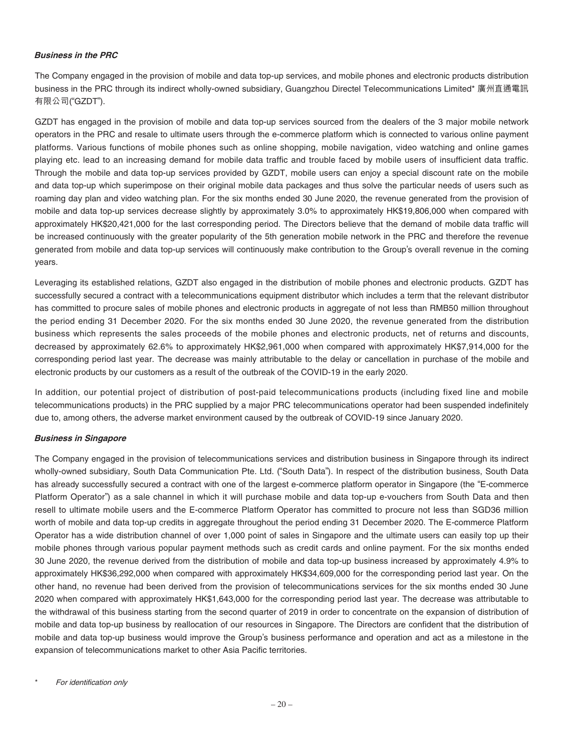***Business in the PRC***

The Company engaged in the provision of mobile and data top-up services, and mobile phones and electronic products distribution business in the PRC through its indirect wholly-owned subsidiary, Guangzhou Directel Telecommunications Limited* 廣州直通電訊有限公司("GZDT").

GZDT has engaged in the provision of mobile and data top-up services sourced from the dealers of the 3 major mobile network operators in the PRC and resale to ultimate users through the e-commerce platform which is connected to various online payment platforms. Various functions of mobile phones such as online shopping, mobile navigation, video watching and online games playing etc. lead to an increasing demand for mobile data traffic and trouble faced by mobile users of insufficient data traffic. Through the mobile and data top-up services provided by GZDT, mobile users can enjoy a special discount rate on the mobile and data top-up which superimpose on their original mobile data packages and thus solve the particular needs of users such as roaming day plan and video watching plan. For the six months ended 30 June 2020, the revenue generated from the provision of mobile and data top-up services decrease slightly by approximately 3.0% to approximately HK$19,806,000 when compared with approximately HK$20,421,000 for the last corresponding period. The Directors believe that the demand of mobile data traffic will be increased continuously with the greater popularity of the 5th generation mobile network in the PRC and therefore the revenue generated from mobile and data top-up services will continuously make contribution to the Group's overall revenue in the coming years.

Leveraging its established relations, GZDT also engaged in the distribution of mobile phones and electronic products. GZDT has successfully secured a contract with a telecommunications equipment distributor which includes a term that the relevant distributor has committed to procure sales of mobile phones and electronic products in aggregate of not less than RMB50 million throughout the period ending 31 December 2020. For the six months ended 30 June 2020, the revenue generated from the distribution business which represents the sales proceeds of the mobile phones and electronic products, net of returns and discounts, decreased by approximately 62.6% to approximately HK$2,961,000 when compared with approximately HK$7,914,000 for the corresponding period last year. The decrease was mainly attributable to the delay or cancellation in purchase of the mobile and electronic products by our customers as a result of the outbreak of the COVID-19 in the early 2020.

In addition, our potential project of distribution of post-paid telecommunications products (including fixed line and mobile telecommunications products) in the PRC supplied by a major PRC telecommunications operator had been suspended indefinitely due to, among others, the adverse market environment caused by the outbreak of COVID-19 since January 2020.

***Business in Singapore***

The Company engaged in the provision of telecommunications services and distribution business in Singapore through its indirect wholly-owned subsidiary, South Data Communication Pte. Ltd. ("South Data"). In respect of the distribution business, South Data has already successfully secured a contract with one of the largest e-commerce platform operator in Singapore (the "E-commerce Platform Operator") as a sale channel in which it will purchase mobile and data top-up e-vouchers from South Data and then resell to ultimate mobile users and the E-commerce Platform Operator has committed to procure not less than SGD36 million worth of mobile and data top-up credits in aggregate throughout the period ending 31 December 2020. The E-commerce Platform Operator has a wide distribution channel of over 1,000 point of sales in Singapore and the ultimate users can easily top up their mobile phones through various popular payment methods such as credit cards and online payment. For the six months ended 30 June 2020, the revenue derived from the distribution of mobile and data top-up business increased by approximately 4.9% to approximately HK$36,292,000 when compared with approximately HK$34,609,000 for the corresponding period last year. On the other hand, no revenue had been derived from the provision of telecommunications services for the six months ended 30 June 2020 when compared with approximately HK$1,643,000 for the corresponding period last year. The decrease was attributable to the withdrawal of this business starting from the second quarter of 2019 in order to concentrate on the expansion of distribution of mobile and data top-up business by reallocation of our resources in Singapore. The Directors are confident that the distribution of mobile and data top-up business would improve the Group's business performance and operation and act as a milestone in the expansion of telecommunications market to other Asia Pacific territories.

\* *For identification only*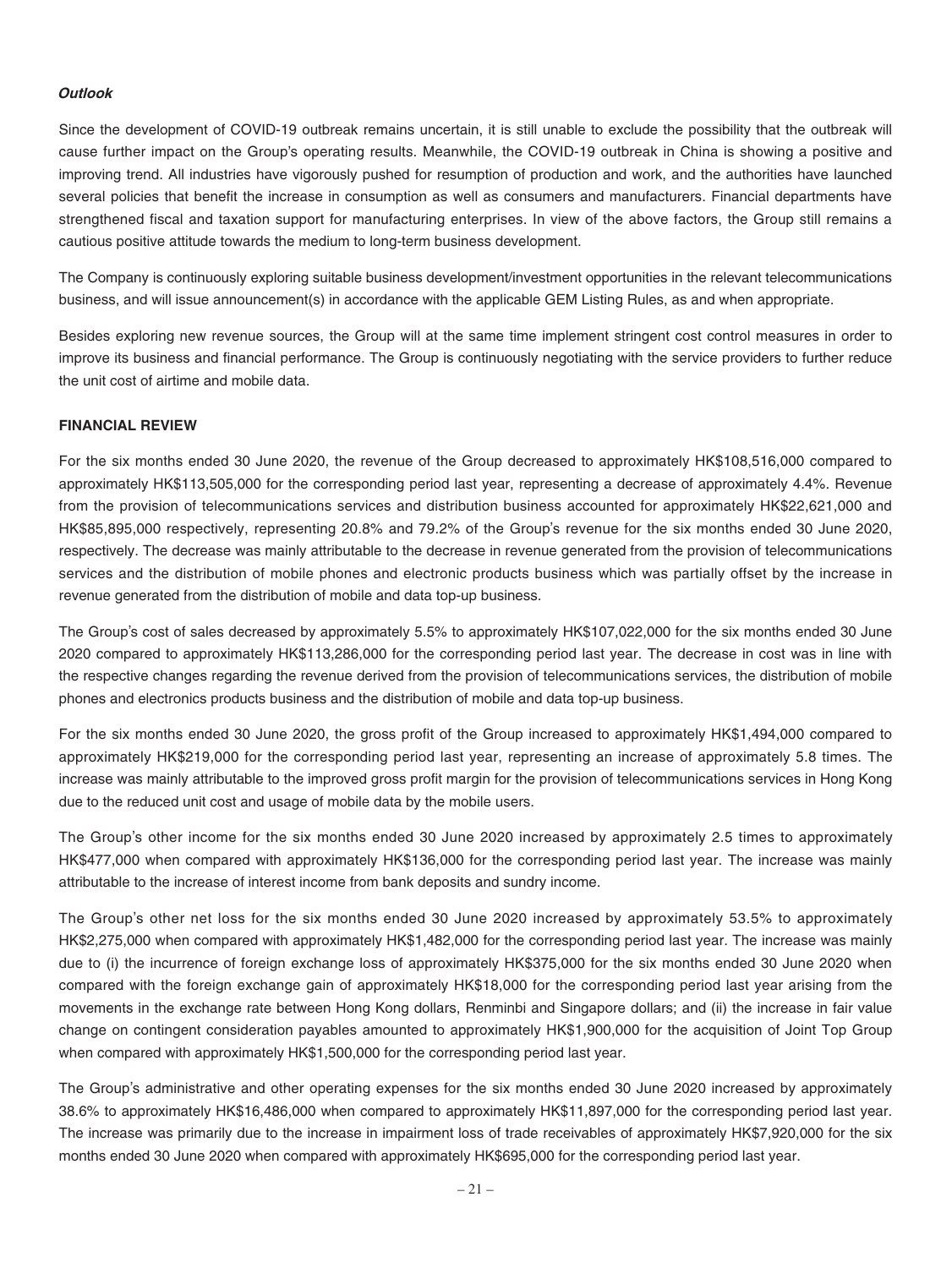***Outlook***

Since the development of COVID-19 outbreak remains uncertain, it is still unable to exclude the possibility that the outbreak will cause further impact on the Group's operating results. Meanwhile, the COVID-19 outbreak in China is showing a positive and improving trend. All industries have vigorously pushed for resumption of production and work, and the authorities have launched several policies that benefit the increase in consumption as well as consumers and manufacturers. Financial departments have strengthened fiscal and taxation support for manufacturing enterprises. In view of the above factors, the Group still remains a cautious positive attitude towards the medium to long-term business development.

The Company is continuously exploring suitable business development/investment opportunities in the relevant telecommunications business, and will issue announcement(s) in accordance with the applicable GEM Listing Rules, as and when appropriate.

Besides exploring new revenue sources, the Group will at the same time implement stringent cost control measures in order to improve its business and financial performance. The Group is continuously negotiating with the service providers to further reduce the unit cost of airtime and mobile data.

**FINANCIAL REVIEW**

For the six months ended 30 June 2020, the revenue of the Group decreased to approximately HK$108,516,000 compared to approximately HK$113,505,000 for the corresponding period last year, representing a decrease of approximately 4.4%. Revenue from the provision of telecommunications services and distribution business accounted for approximately HK$22,621,000 and HK$85,895,000 respectively, representing 20.8% and 79.2% of the Group's revenue for the six months ended 30 June 2020, respectively. The decrease was mainly attributable to the decrease in revenue generated from the provision of telecommunications services and the distribution of mobile phones and electronic products business which was partially offset by the increase in revenue generated from the distribution of mobile and data top-up business.

The Group's cost of sales decreased by approximately 5.5% to approximately HK$107,022,000 for the six months ended 30 June 2020 compared to approximately HK$113,286,000 for the corresponding period last year. The decrease in cost was in line with the respective changes regarding the revenue derived from the provision of telecommunications services, the distribution of mobile phones and electronics products business and the distribution of mobile and data top-up business.

For the six months ended 30 June 2020, the gross profit of the Group increased to approximately HK$1,494,000 compared to approximately HK$219,000 for the corresponding period last year, representing an increase of approximately 5.8 times. The increase was mainly attributable to the improved gross profit margin for the provision of telecommunications services in Hong Kong due to the reduced unit cost and usage of mobile data by the mobile users.

The Group's other income for the six months ended 30 June 2020 increased by approximately 2.5 times to approximately HK$477,000 when compared with approximately HK$136,000 for the corresponding period last year. The increase was mainly attributable to the increase of interest income from bank deposits and sundry income.

The Group's other net loss for the six months ended 30 June 2020 increased by approximately 53.5% to approximately HK$2,275,000 when compared with approximately HK$1,482,000 for the corresponding period last year. The increase was mainly due to (i) the incurrence of foreign exchange loss of approximately HK$375,000 for the six months ended 30 June 2020 when compared with the foreign exchange gain of approximately HK$18,000 for the corresponding period last year arising from the movements in the exchange rate between Hong Kong dollars, Renminbi and Singapore dollars; and (ii) the increase in fair value change on contingent consideration payables amounted to approximately HK$1,900,000 for the acquisition of Joint Top Group when compared with approximately HK$1,500,000 for the corresponding period last year.

The Group's administrative and other operating expenses for the six months ended 30 June 2020 increased by approximately 38.6% to approximately HK$16,486,000 when compared to approximately HK$11,897,000 for the corresponding period last year. The increase was primarily due to the increase in impairment loss of trade receivables of approximately HK$7,920,000 for the six months ended 30 June 2020 when compared with approximately HK$695,000 for the corresponding period last year.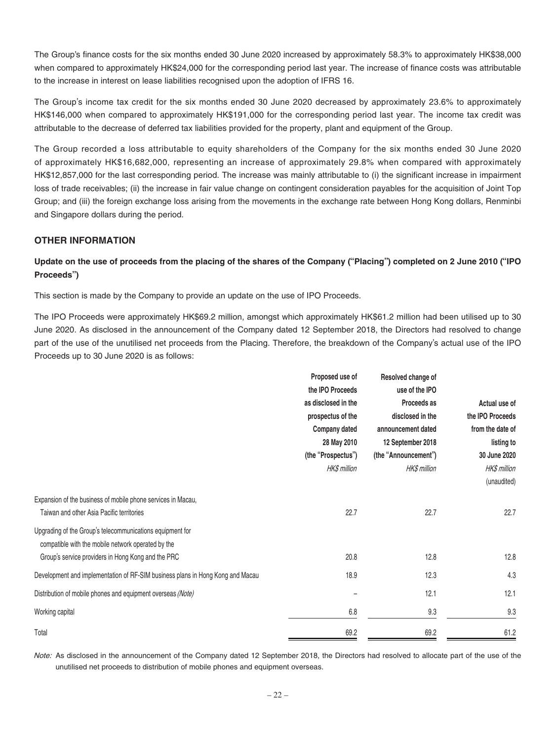The Group's finance costs for the six months ended 30 June 2020 increased by approximately 58.3% to approximately HK$38,000 when compared to approximately HK$24,000 for the corresponding period last year. The increase of finance costs was attributable to the increase in interest on lease liabilities recognised upon the adoption of IFRS 16.

The Group's income tax credit for the six months ended 30 June 2020 decreased by approximately 23.6% to approximately HK$146,000 when compared to approximately HK$191,000 for the corresponding period last year. The income tax credit was attributable to the decrease of deferred tax liabilities provided for the property, plant and equipment of the Group.

The Group recorded a loss attributable to equity shareholders of the Company for the six months ended 30 June 2020 of approximately HK$16,682,000, representing an increase of approximately 29.8% when compared with approximately HK$12,857,000 for the last corresponding period. The increase was mainly attributable to (i) the significant increase in impairment loss of trade receivables; (ii) the increase in fair value change on contingent consideration payables for the acquisition of Joint Top Group; and (iii) the foreign exchange loss arising from the movements in the exchange rate between Hong Kong dollars, Renminbi and Singapore dollars during the period.

## OTHER INFORMATION

### Update on the use of proceeds from the placing of the shares of the Company ("Placing") completed on 2 June 2010 ("IPO Proceeds")

This section is made by the Company to provide an update on the use of IPO Proceeds.

The IPO Proceeds were approximately HK$69.2 million, amongst which approximately HK$61.2 million had been utilised up to 30 June 2020. As disclosed in the announcement of the Company dated 12 September 2018, the Directors had resolved to change part of the use of the unutilised net proceeds from the Placing. Therefore, the breakdown of the Company's actual use of the IPO Proceeds up to 30 June 2020 is as follows:

| | Proposed use of the IPO Proceeds as disclosed in the prospectus of the Company dated 28 May 2010 (the "Prospectus") *HK$ million* | Resolved change of use of the IPO Proceeds as disclosed in the announcement dated 12 September 2018 (the "Announcement") *HK$ million* | Actual use of the IPO Proceeds from the date of listing to 30 June 2020 *HK$ million* (unaudited) |
|---|---|---|---|
| Expansion of the business of mobile phone services in Macau, Taiwan and other Asia Pacific territories | 22.7 | 22.7 | 22.7 |
| Upgrading of the Group's telecommunications equipment for compatible with the mobile network operated by the Group's service providers in Hong Kong and the PRC | 20.8 | 12.8 | 12.8 |
| Development and implementation of RF-SIM business plans in Hong Kong and Macau | 18.9 | 12.3 | 4.3 |
| Distribution of mobile phones and equipment overseas *(Note)* | – | 12.1 | 12.1 |
| Working capital | 6.8 | 9.3 | 9.3 |
| Total | 69.2 | 69.2 | 61.2 |

*Note:* As disclosed in the announcement of the Company dated 12 September 2018, the Directors had resolved to allocate part of the use of the unutilised net proceeds to distribution of mobile phones and equipment overseas.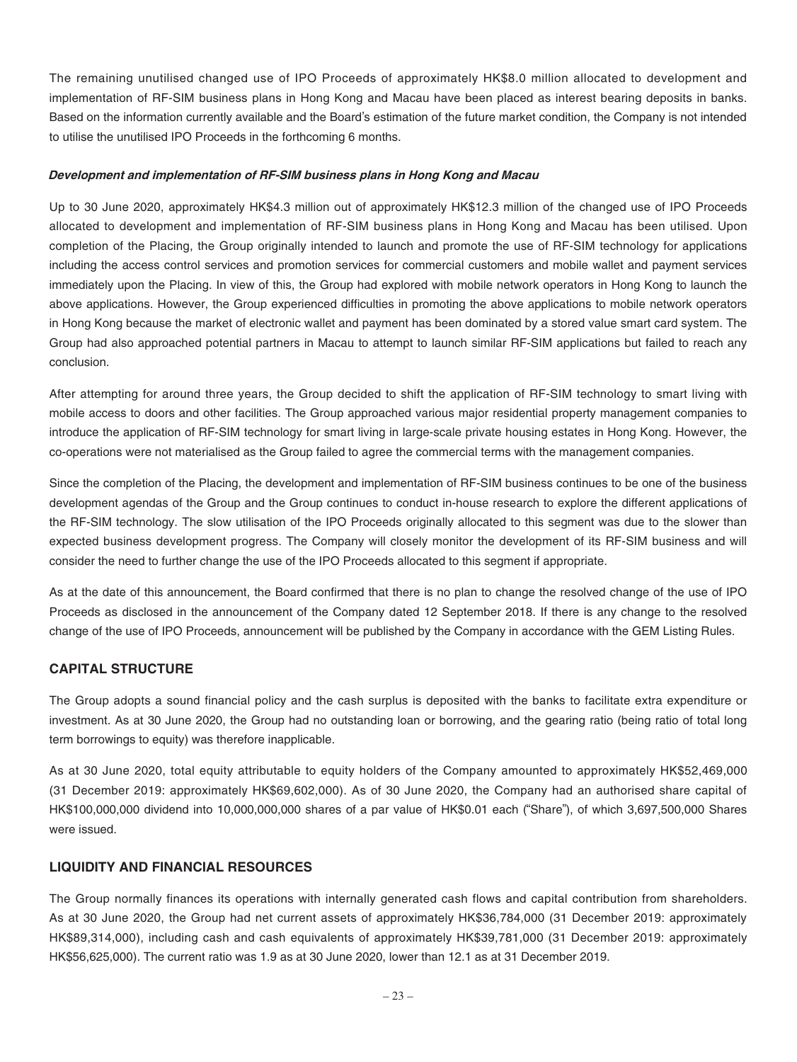The remaining unutilised changed use of IPO Proceeds of approximately HK$8.0 million allocated to development and implementation of RF-SIM business plans in Hong Kong and Macau have been placed as interest bearing deposits in banks. Based on the information currently available and the Board's estimation of the future market condition, the Company is not intended to utilise the unutilised IPO Proceeds in the forthcoming 6 months.

***Development and implementation of RF-SIM business plans in Hong Kong and Macau***

Up to 30 June 2020, approximately HK$4.3 million out of approximately HK$12.3 million of the changed use of IPO Proceeds allocated to development and implementation of RF-SIM business plans in Hong Kong and Macau has been utilised. Upon completion of the Placing, the Group originally intended to launch and promote the use of RF-SIM technology for applications including the access control services and promotion services for commercial customers and mobile wallet and payment services immediately upon the Placing. In view of this, the Group had explored with mobile network operators in Hong Kong to launch the above applications. However, the Group experienced difficulties in promoting the above applications to mobile network operators in Hong Kong because the market of electronic wallet and payment has been dominated by a stored value smart card system. The Group had also approached potential partners in Macau to attempt to launch similar RF-SIM applications but failed to reach any conclusion.

After attempting for around three years, the Group decided to shift the application of RF-SIM technology to smart living with mobile access to doors and other facilities. The Group approached various major residential property management companies to introduce the application of RF-SIM technology for smart living in large-scale private housing estates in Hong Kong. However, the co-operations were not materialised as the Group failed to agree the commercial terms with the management companies.

Since the completion of the Placing, the development and implementation of RF-SIM business continues to be one of the business development agendas of the Group and the Group continues to conduct in-house research to explore the different applications of the RF-SIM technology. The slow utilisation of the IPO Proceeds originally allocated to this segment was due to the slower than expected business development progress. The Company will closely monitor the development of its RF-SIM business and will consider the need to further change the use of the IPO Proceeds allocated to this segment if appropriate.

As at the date of this announcement, the Board confirmed that there is no plan to change the resolved change of the use of IPO Proceeds as disclosed in the announcement of the Company dated 12 September 2018. If there is any change to the resolved change of the use of IPO Proceeds, announcement will be published by the Company in accordance with the GEM Listing Rules.

## CAPITAL STRUCTURE

The Group adopts a sound financial policy and the cash surplus is deposited with the banks to facilitate extra expenditure or investment. As at 30 June 2020, the Group had no outstanding loan or borrowing, and the gearing ratio (being ratio of total long term borrowings to equity) was therefore inapplicable.

As at 30 June 2020, total equity attributable to equity holders of the Company amounted to approximately HK$52,469,000 (31 December 2019: approximately HK$69,602,000). As of 30 June 2020, the Company had an authorised share capital of HK$100,000,000 dividend into 10,000,000,000 shares of a par value of HK$0.01 each ("Share"), of which 3,697,500,000 Shares were issued.

## LIQUIDITY AND FINANCIAL RESOURCES

The Group normally finances its operations with internally generated cash flows and capital contribution from shareholders. As at 30 June 2020, the Group had net current assets of approximately HK$36,784,000 (31 December 2019: approximately HK$89,314,000), including cash and cash equivalents of approximately HK$39,781,000 (31 December 2019: approximately HK$56,625,000). The current ratio was 1.9 as at 30 June 2020, lower than 12.1 as at 31 December 2019.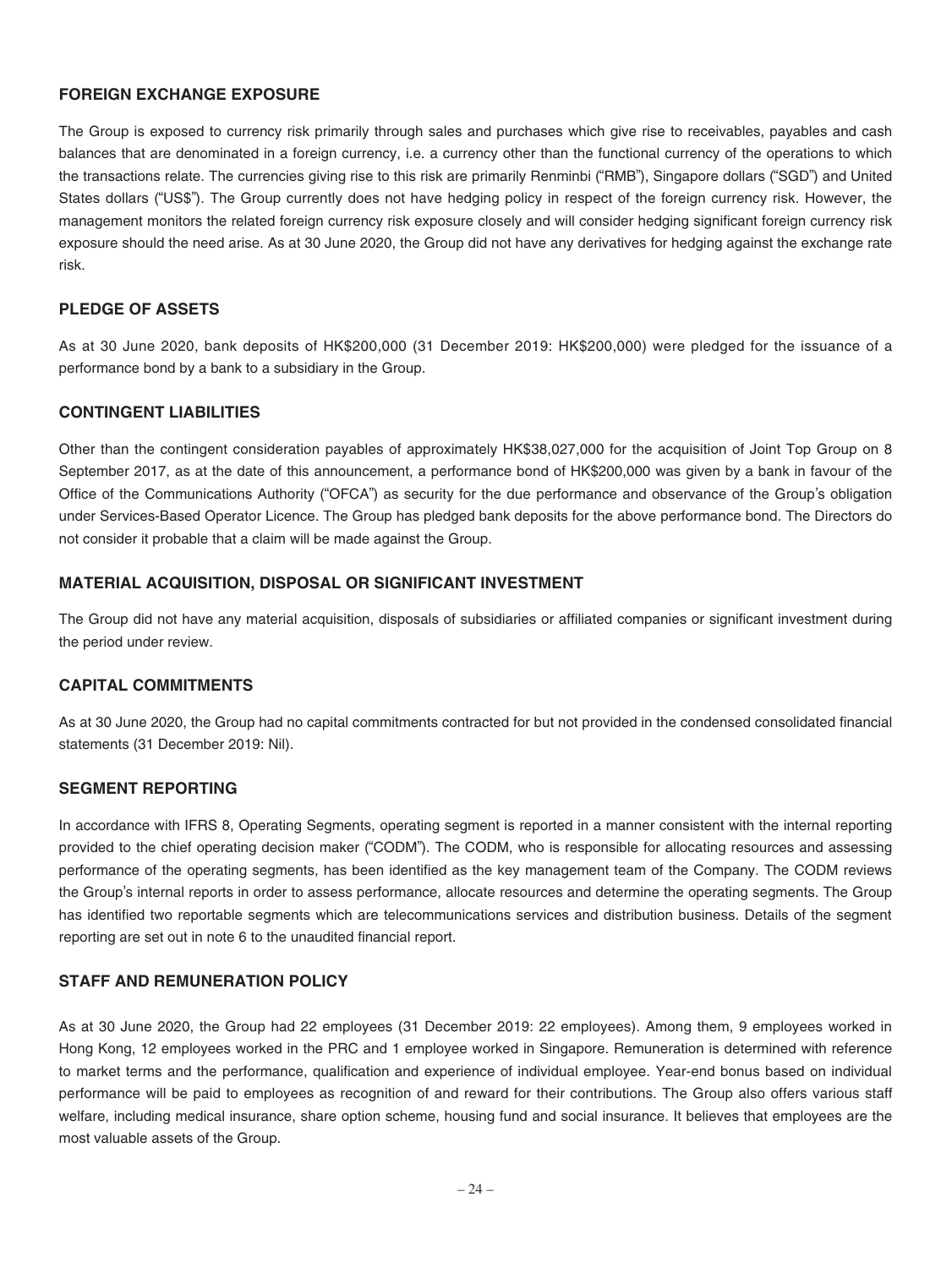## FOREIGN EXCHANGE EXPOSURE

The Group is exposed to currency risk primarily through sales and purchases which give rise to receivables, payables and cash balances that are denominated in a foreign currency, i.e. a currency other than the functional currency of the operations to which the transactions relate. The currencies giving rise to this risk are primarily Renminbi ("RMB"), Singapore dollars ("SGD") and United States dollars ("US$"). The Group currently does not have hedging policy in respect of the foreign currency risk. However, the management monitors the related foreign currency risk exposure closely and will consider hedging significant foreign currency risk exposure should the need arise. As at 30 June 2020, the Group did not have any derivatives for hedging against the exchange rate risk.

## PLEDGE OF ASSETS

As at 30 June 2020, bank deposits of HK$200,000 (31 December 2019: HK$200,000) were pledged for the issuance of a performance bond by a bank to a subsidiary in the Group.

## CONTINGENT LIABILITIES

Other than the contingent consideration payables of approximately HK$38,027,000 for the acquisition of Joint Top Group on 8 September 2017, as at the date of this announcement, a performance bond of HK$200,000 was given by a bank in favour of the Office of the Communications Authority ("OFCA") as security for the due performance and observance of the Group's obligation under Services-Based Operator Licence. The Group has pledged bank deposits for the above performance bond. The Directors do not consider it probable that a claim will be made against the Group.

## MATERIAL ACQUISITION, DISPOSAL OR SIGNIFICANT INVESTMENT

The Group did not have any material acquisition, disposals of subsidiaries or affiliated companies or significant investment during the period under review.

## CAPITAL COMMITMENTS

As at 30 June 2020, the Group had no capital commitments contracted for but not provided in the condensed consolidated financial statements (31 December 2019: Nil).

## SEGMENT REPORTING

In accordance with IFRS 8, Operating Segments, operating segment is reported in a manner consistent with the internal reporting provided to the chief operating decision maker ("CODM"). The CODM, who is responsible for allocating resources and assessing performance of the operating segments, has been identified as the key management team of the Company. The CODM reviews the Group's internal reports in order to assess performance, allocate resources and determine the operating segments. The Group has identified two reportable segments which are telecommunications services and distribution business. Details of the segment reporting are set out in note 6 to the unaudited financial report.

## STAFF AND REMUNERATION POLICY

As at 30 June 2020, the Group had 22 employees (31 December 2019: 22 employees). Among them, 9 employees worked in Hong Kong, 12 employees worked in the PRC and 1 employee worked in Singapore. Remuneration is determined with reference to market terms and the performance, qualification and experience of individual employee. Year-end bonus based on individual performance will be paid to employees as recognition of and reward for their contributions. The Group also offers various staff welfare, including medical insurance, share option scheme, housing fund and social insurance. It believes that employees are the most valuable assets of the Group.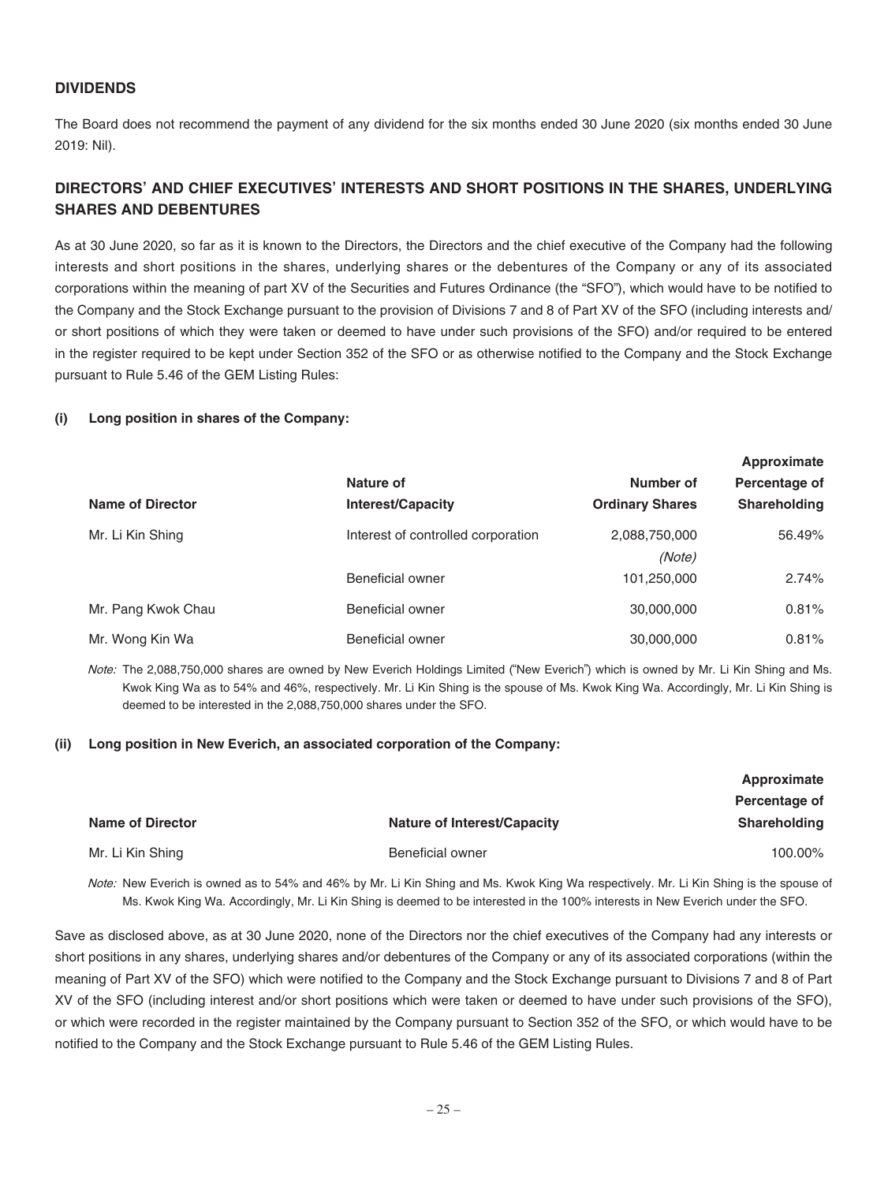## DIVIDENDS

The Board does not recommend the payment of any dividend for the six months ended 30 June 2020 (six months ended 30 June 2019: Nil).

## DIRECTORS' AND CHIEF EXECUTIVES' INTERESTS AND SHORT POSITIONS IN THE SHARES, UNDERLYING SHARES AND DEBENTURES

As at 30 June 2020, so far as it is known to the Directors, the Directors and the chief executive of the Company had the following interests and short positions in the shares, underlying shares or the debentures of the Company or any of its associated corporations within the meaning of part XV of the Securities and Futures Ordinance (the "SFO"), which would have to be notified to the Company and the Stock Exchange pursuant to the provision of Divisions 7 and 8 of Part XV of the SFO (including interests and/or short positions of which they were taken or deemed to have under such provisions of the SFO) and/or required to be entered in the register required to be kept under Section 352 of the SFO or as otherwise notified to the Company and the Stock Exchange pursuant to Rule 5.46 of the GEM Listing Rules:

### (i) Long position in shares of the Company:

| Name of Director | Nature of Interest/Capacity | Number of Ordinary Shares | Approximate Percentage of Shareholding |
|---|---|---|---|
| Mr. Li Kin Shing | Interest of controlled corporation | 2,088,750,000 *(Note)* | 56.49% |
| | Beneficial owner | 101,250,000 | 2.74% |
| Mr. Pang Kwok Chau | Beneficial owner | 30,000,000 | 0.81% |
| Mr. Wong Kin Wa | Beneficial owner | 30,000,000 | 0.81% |

*Note:* The 2,088,750,000 shares are owned by New Everich Holdings Limited ("New Everich") which is owned by Mr. Li Kin Shing and Ms. Kwok King Wa as to 54% and 46%, respectively. Mr. Li Kin Shing is the spouse of Ms. Kwok King Wa. Accordingly, Mr. Li Kin Shing is deemed to be interested in the 2,088,750,000 shares under the SFO.

### (ii) Long position in New Everich, an associated corporation of the Company:

| Name of Director | Nature of Interest/Capacity | Approximate Percentage of Shareholding |
|---|---|---|
| Mr. Li Kin Shing | Beneficial owner | 100.00% |

*Note:* New Everich is owned as to 54% and 46% by Mr. Li Kin Shing and Ms. Kwok King Wa respectively. Mr. Li Kin Shing is the spouse of Ms. Kwok King Wa. Accordingly, Mr. Li Kin Shing is deemed to be interested in the 100% interests in New Everich under the SFO.

Save as disclosed above, as at 30 June 2020, none of the Directors nor the chief executives of the Company had any interests or short positions in any shares, underlying shares and/or debentures of the Company or any of its associated corporations (within the meaning of Part XV of the SFO) which were notified to the Company and the Stock Exchange pursuant to Divisions 7 and 8 of Part XV of the SFO (including interest and/or short positions which were taken or deemed to have under such provisions of the SFO), or which were recorded in the register maintained by the Company pursuant to Section 352 of the SFO, or which would have to be notified to the Company and the Stock Exchange pursuant to Rule 5.46 of the GEM Listing Rules.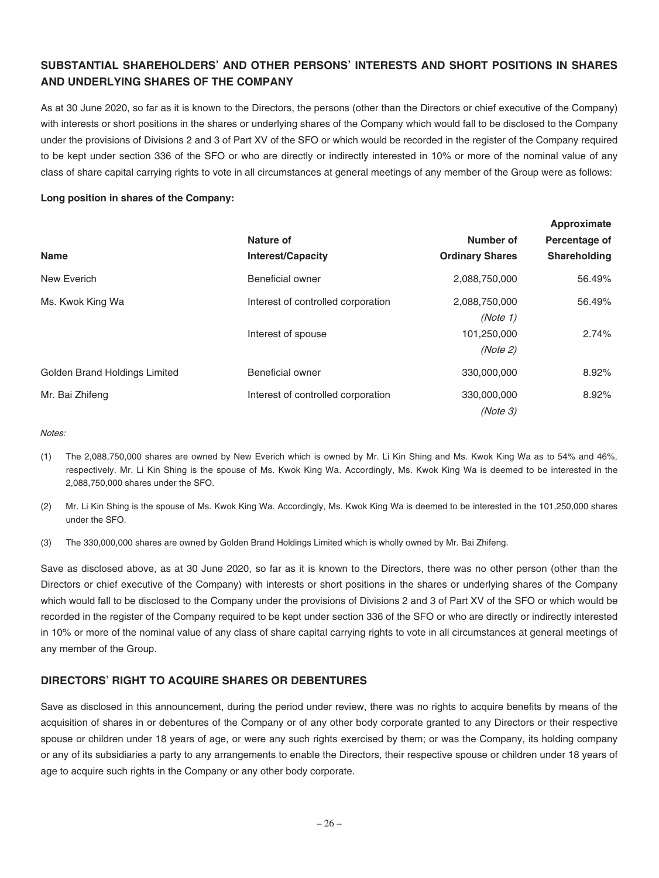## SUBSTANTIAL SHAREHOLDERS' AND OTHER PERSONS' INTERESTS AND SHORT POSITIONS IN SHARES AND UNDERLYING SHARES OF THE COMPANY

As at 30 June 2020, so far as it is known to the Directors, the persons (other than the Directors or chief executive of the Company) with interests or short positions in the shares or underlying shares of the Company which would fall to be disclosed to the Company under the provisions of Divisions 2 and 3 of Part XV of the SFO or which would be recorded in the register of the Company required to be kept under section 336 of the SFO or who are directly or indirectly interested in 10% or more of the nominal value of any class of share capital carrying rights to vote in all circumstances at general meetings of any member of the Group were as follows:

**Long position in shares of the Company:**

| Name | Nature of Interest/Capacity | Number of Ordinary Shares | Approximate Percentage of Shareholding |
|---|---|---|---|
| New Everich | Beneficial owner | 2,088,750,000 | 56.49% |
| Ms. Kwok King Wa | Interest of controlled corporation | 2,088,750,000 *(Note 1)* | 56.49% |
| | Interest of spouse | 101,250,000 *(Note 2)* | 2.74% |
| Golden Brand Holdings Limited | Beneficial owner | 330,000,000 | 8.92% |
| Mr. Bai Zhifeng | Interest of controlled corporation | 330,000,000 *(Note 3)* | 8.92% |

*Notes:*

(1) The 2,088,750,000 shares are owned by New Everich which is owned by Mr. Li Kin Shing and Ms. Kwok King Wa as to 54% and 46%, respectively. Mr. Li Kin Shing is the spouse of Ms. Kwok King Wa. Accordingly, Ms. Kwok King Wa is deemed to be interested in the 2,088,750,000 shares under the SFO.

(2) Mr. Li Kin Shing is the spouse of Ms. Kwok King Wa. Accordingly, Ms. Kwok King Wa is deemed to be interested in the 101,250,000 shares under the SFO.

(3) The 330,000,000 shares are owned by Golden Brand Holdings Limited which is wholly owned by Mr. Bai Zhifeng.

Save as disclosed above, as at 30 June 2020, so far as it is known to the Directors, there was no other person (other than the Directors or chief executive of the Company) with interests or short positions in the shares or underlying shares of the Company which would fall to be disclosed to the Company under the provisions of Divisions 2 and 3 of Part XV of the SFO or which would be recorded in the register of the Company required to be kept under section 336 of the SFO or who are directly or indirectly interested in 10% or more of the nominal value of any class of share capital carrying rights to vote in all circumstances at general meetings of any member of the Group.

## DIRECTORS' RIGHT TO ACQUIRE SHARES OR DEBENTURES

Save as disclosed in this announcement, during the period under review, there was no rights to acquire benefits by means of the acquisition of shares in or debentures of the Company or of any other body corporate granted to any Directors or their respective spouse or children under 18 years of age, or were any such rights exercised by them; or was the Company, its holding company or any of its subsidiaries a party to any arrangements to enable the Directors, their respective spouse or children under 18 years of age to acquire such rights in the Company or any other body corporate.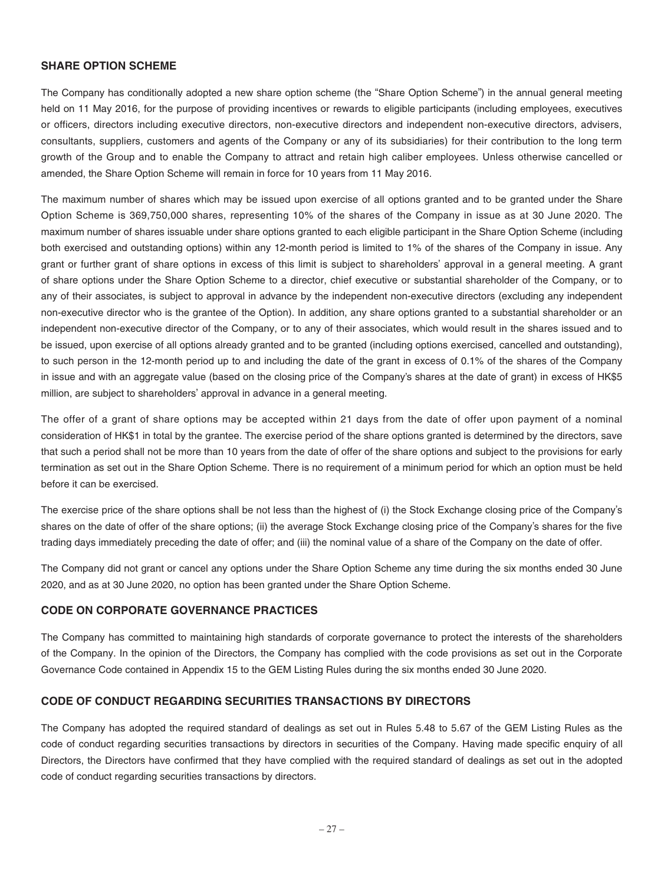## SHARE OPTION SCHEME

The Company has conditionally adopted a new share option scheme (the "Share Option Scheme") in the annual general meeting held on 11 May 2016, for the purpose of providing incentives or rewards to eligible participants (including employees, executives or officers, directors including executive directors, non-executive directors and independent non-executive directors, advisers, consultants, suppliers, customers and agents of the Company or any of its subsidiaries) for their contribution to the long term growth of the Group and to enable the Company to attract and retain high caliber employees. Unless otherwise cancelled or amended, the Share Option Scheme will remain in force for 10 years from 11 May 2016.

The maximum number of shares which may be issued upon exercise of all options granted and to be granted under the Share Option Scheme is 369,750,000 shares, representing 10% of the shares of the Company in issue as at 30 June 2020. The maximum number of shares issuable under share options granted to each eligible participant in the Share Option Scheme (including both exercised and outstanding options) within any 12-month period is limited to 1% of the shares of the Company in issue. Any grant or further grant of share options in excess of this limit is subject to shareholders' approval in a general meeting. A grant of share options under the Share Option Scheme to a director, chief executive or substantial shareholder of the Company, or to any of their associates, is subject to approval in advance by the independent non-executive directors (excluding any independent non-executive director who is the grantee of the Option). In addition, any share options granted to a substantial shareholder or an independent non-executive director of the Company, or to any of their associates, which would result in the shares issued and to be issued, upon exercise of all options already granted and to be granted (including options exercised, cancelled and outstanding), to such person in the 12-month period up to and including the date of the grant in excess of 0.1% of the shares of the Company in issue and with an aggregate value (based on the closing price of the Company's shares at the date of grant) in excess of HK$5 million, are subject to shareholders' approval in advance in a general meeting.

The offer of a grant of share options may be accepted within 21 days from the date of offer upon payment of a nominal consideration of HK$1 in total by the grantee. The exercise period of the share options granted is determined by the directors, save that such a period shall not be more than 10 years from the date of offer of the share options and subject to the provisions for early termination as set out in the Share Option Scheme. There is no requirement of a minimum period for which an option must be held before it can be exercised.

The exercise price of the share options shall be not less than the highest of (i) the Stock Exchange closing price of the Company's shares on the date of offer of the share options; (ii) the average Stock Exchange closing price of the Company's shares for the five trading days immediately preceding the date of offer; and (iii) the nominal value of a share of the Company on the date of offer.

The Company did not grant or cancel any options under the Share Option Scheme any time during the six months ended 30 June 2020, and as at 30 June 2020, no option has been granted under the Share Option Scheme.

## CODE ON CORPORATE GOVERNANCE PRACTICES

The Company has committed to maintaining high standards of corporate governance to protect the interests of the shareholders of the Company. In the opinion of the Directors, the Company has complied with the code provisions as set out in the Corporate Governance Code contained in Appendix 15 to the GEM Listing Rules during the six months ended 30 June 2020.

## CODE OF CONDUCT REGARDING SECURITIES TRANSACTIONS BY DIRECTORS

The Company has adopted the required standard of dealings as set out in Rules 5.48 to 5.67 of the GEM Listing Rules as the code of conduct regarding securities transactions by directors in securities of the Company. Having made specific enquiry of all Directors, the Directors have confirmed that they have complied with the required standard of dealings as set out in the adopted code of conduct regarding securities transactions by directors.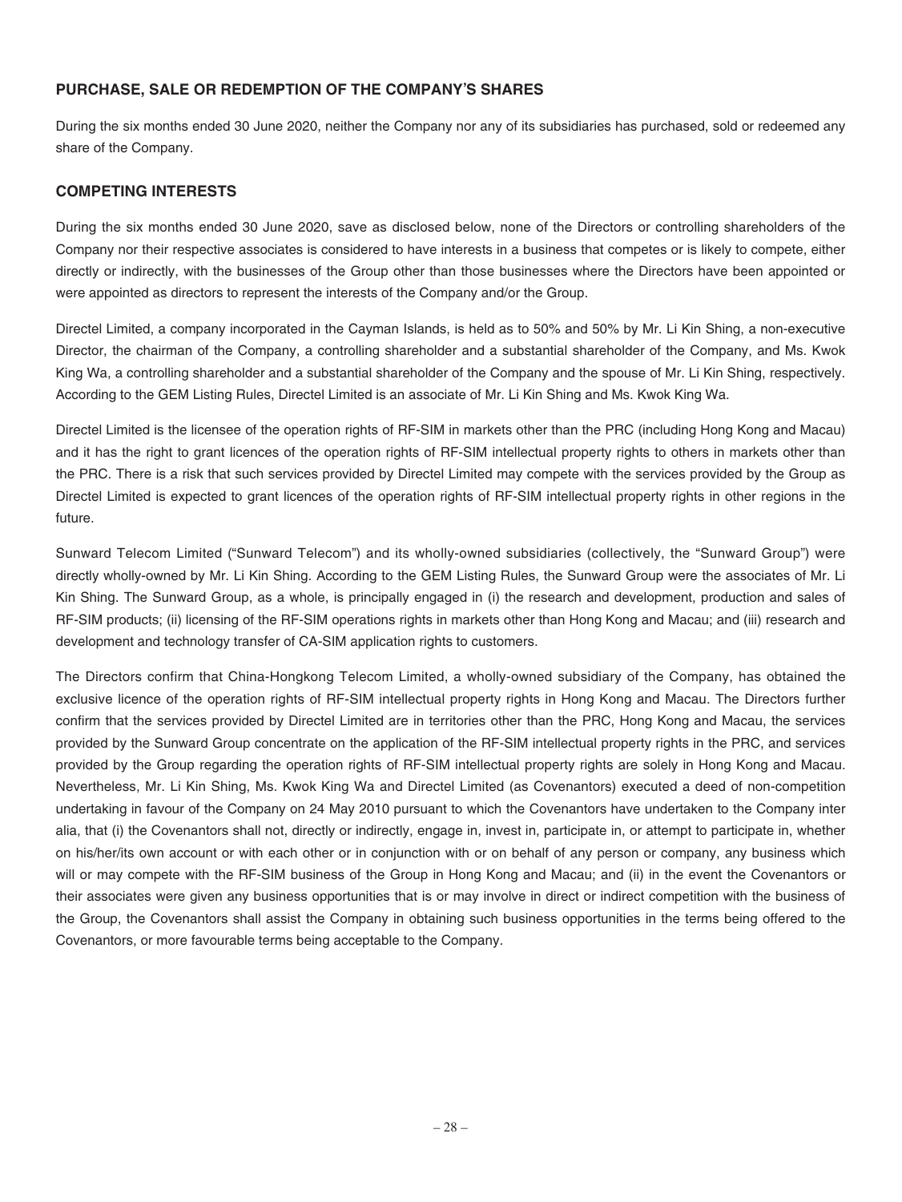## PURCHASE, SALE OR REDEMPTION OF THE COMPANY'S SHARES

During the six months ended 30 June 2020, neither the Company nor any of its subsidiaries has purchased, sold or redeemed any share of the Company.

## COMPETING INTERESTS

During the six months ended 30 June 2020, save as disclosed below, none of the Directors or controlling shareholders of the Company nor their respective associates is considered to have interests in a business that competes or is likely to compete, either directly or indirectly, with the businesses of the Group other than those businesses where the Directors have been appointed or were appointed as directors to represent the interests of the Company and/or the Group.

Directel Limited, a company incorporated in the Cayman Islands, is held as to 50% and 50% by Mr. Li Kin Shing, a non-executive Director, the chairman of the Company, a controlling shareholder and a substantial shareholder of the Company, and Ms. Kwok King Wa, a controlling shareholder and a substantial shareholder of the Company and the spouse of Mr. Li Kin Shing, respectively. According to the GEM Listing Rules, Directel Limited is an associate of Mr. Li Kin Shing and Ms. Kwok King Wa.

Directel Limited is the licensee of the operation rights of RF-SIM in markets other than the PRC (including Hong Kong and Macau) and it has the right to grant licences of the operation rights of RF-SIM intellectual property rights to others in markets other than the PRC. There is a risk that such services provided by Directel Limited may compete with the services provided by the Group as Directel Limited is expected to grant licences of the operation rights of RF-SIM intellectual property rights in other regions in the future.

Sunward Telecom Limited ("Sunward Telecom") and its wholly-owned subsidiaries (collectively, the "Sunward Group") were directly wholly-owned by Mr. Li Kin Shing. According to the GEM Listing Rules, the Sunward Group were the associates of Mr. Li Kin Shing. The Sunward Group, as a whole, is principally engaged in (i) the research and development, production and sales of RF-SIM products; (ii) licensing of the RF-SIM operations rights in markets other than Hong Kong and Macau; and (iii) research and development and technology transfer of CA-SIM application rights to customers.

The Directors confirm that China-Hongkong Telecom Limited, a wholly-owned subsidiary of the Company, has obtained the exclusive licence of the operation rights of RF-SIM intellectual property rights in Hong Kong and Macau. The Directors further confirm that the services provided by Directel Limited are in territories other than the PRC, Hong Kong and Macau, the services provided by the Sunward Group concentrate on the application of the RF-SIM intellectual property rights in the PRC, and services provided by the Group regarding the operation rights of RF-SIM intellectual property rights are solely in Hong Kong and Macau. Nevertheless, Mr. Li Kin Shing, Ms. Kwok King Wa and Directel Limited (as Covenantors) executed a deed of non-competition undertaking in favour of the Company on 24 May 2010 pursuant to which the Covenantors have undertaken to the Company inter alia, that (i) the Covenantors shall not, directly or indirectly, engage in, invest in, participate in, or attempt to participate in, whether on his/her/its own account or with each other or in conjunction with or on behalf of any person or company, any business which will or may compete with the RF-SIM business of the Group in Hong Kong and Macau; and (ii) in the event the Covenantors or their associates were given any business opportunities that is or may involve in direct or indirect competition with the business of the Group, the Covenantors shall assist the Company in obtaining such business opportunities in the terms being offered to the Covenantors, or more favourable terms being acceptable to the Company.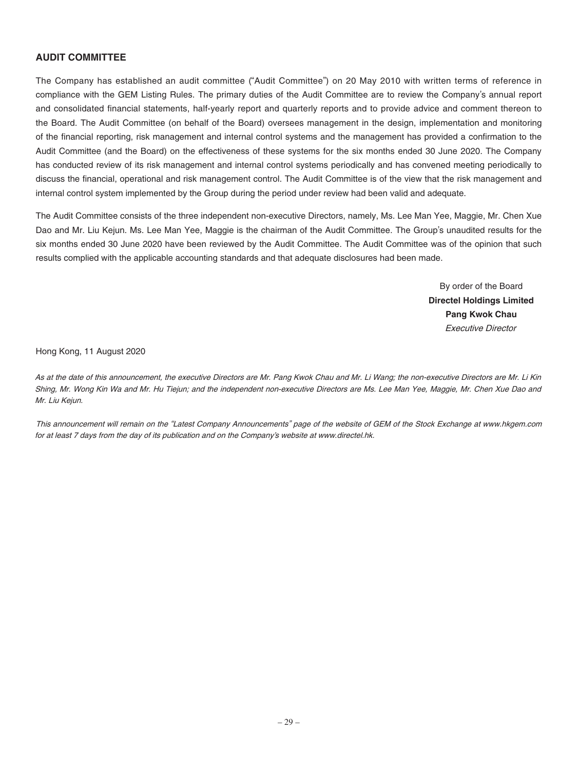## AUDIT COMMITTEE

The Company has established an audit committee ("Audit Committee") on 20 May 2010 with written terms of reference in compliance with the GEM Listing Rules. The primary duties of the Audit Committee are to review the Company's annual report and consolidated financial statements, half-yearly report and quarterly reports and to provide advice and comment thereon to the Board. The Audit Committee (on behalf of the Board) oversees management in the design, implementation and monitoring of the financial reporting, risk management and internal control systems and the management has provided a confirmation to the Audit Committee (and the Board) on the effectiveness of these systems for the six months ended 30 June 2020. The Company has conducted review of its risk management and internal control systems periodically and has convened meeting periodically to discuss the financial, operational and risk management control. The Audit Committee is of the view that the risk management and internal control system implemented by the Group during the period under review had been valid and adequate.

The Audit Committee consists of the three independent non-executive Directors, namely, Ms. Lee Man Yee, Maggie, Mr. Chen Xue Dao and Mr. Liu Kejun. Ms. Lee Man Yee, Maggie is the chairman of the Audit Committee. The Group's unaudited results for the six months ended 30 June 2020 have been reviewed by the Audit Committee. The Audit Committee was of the opinion that such results complied with the applicable accounting standards and that adequate disclosures had been made.

By order of the Board
**Directel Holdings Limited**
**Pang Kwok Chau**
*Executive Director*

Hong Kong, 11 August 2020

*As at the date of this announcement, the executive Directors are Mr. Pang Kwok Chau and Mr. Li Wang; the non-executive Directors are Mr. Li Kin Shing, Mr. Wong Kin Wa and Mr. Hu Tiejun; and the independent non-executive Directors are Ms. Lee Man Yee, Maggie, Mr. Chen Xue Dao and Mr. Liu Kejun.*

*This announcement will remain on the "Latest Company Announcements" page of the website of GEM of the Stock Exchange at www.hkgem.com for at least 7 days from the day of its publication and on the Company's website at www.directel.hk.*